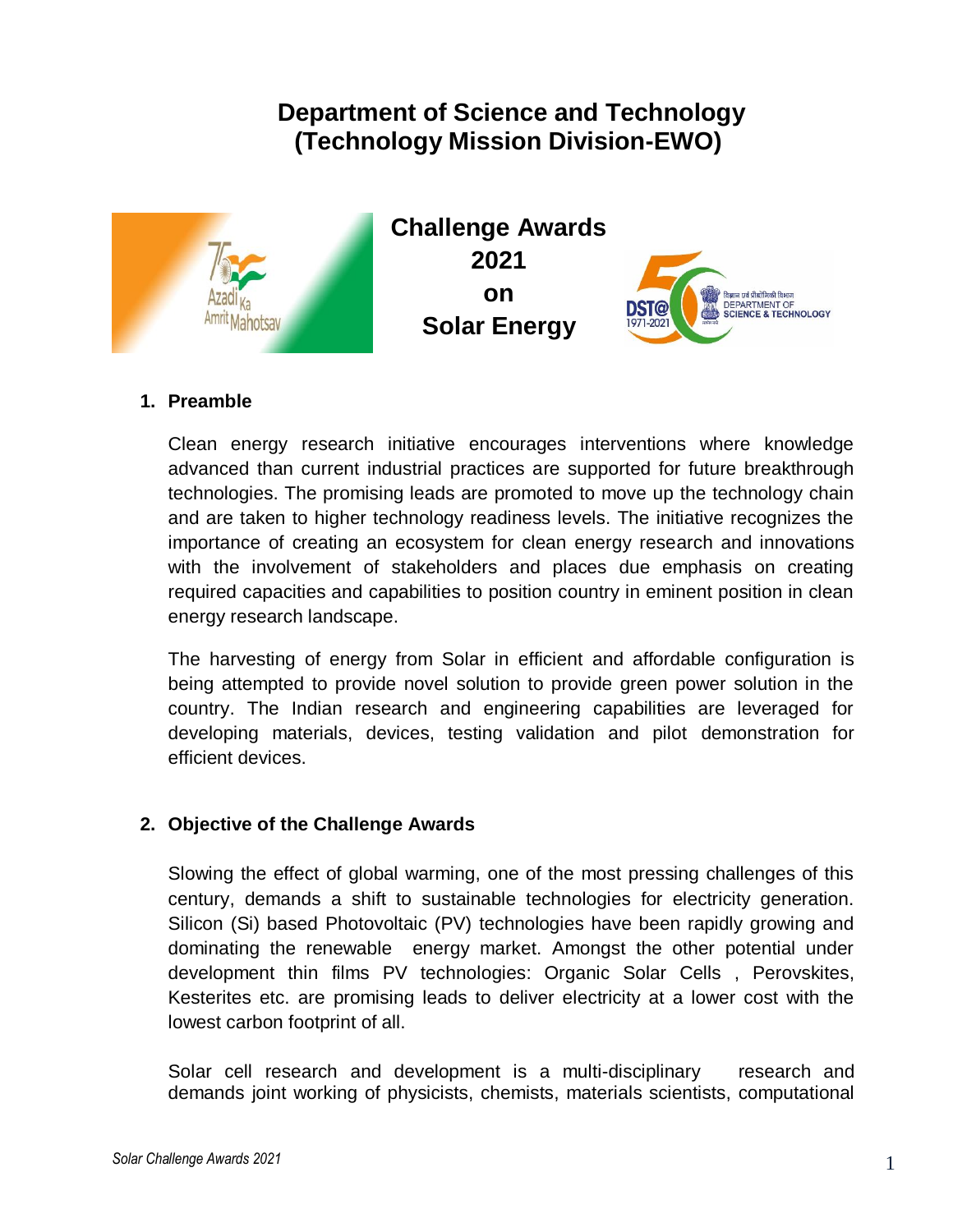# Department of Science and Technology
# (Technology Mission Division-EWO)

## Challenge Awards 2021 on Solar Energy

### 1. Preamble

Clean energy research initiative encourages interventions where knowledge advanced than current industrial practices are supported for future breakthrough technologies. The promising leads are promoted to move up the technology chain and are taken to higher technology readiness levels. The initiative recognizes the importance of creating an ecosystem for clean energy research and innovations with the involvement of stakeholders and places due emphasis on creating required capacities and capabilities to position country in eminent position in clean energy research landscape.

The harvesting of energy from Solar in efficient and affordable configuration is being attempted to provide novel solution to provide green power solution in the country. The Indian research and engineering capabilities are leveraged for developing materials, devices, testing validation and pilot demonstration for efficient devices.

### 2. Objective of the Challenge Awards

Slowing the effect of global warming, one of the most pressing challenges of this century, demands a shift to sustainable technologies for electricity generation. Silicon (Si) based Photovoltaic (PV) technologies have been rapidly growing and dominating the renewable energy market. Amongst the other potential under development thin films PV technologies: Organic Solar Cells , Perovskites, Kesterites etc. are promising leads to deliver electricity at a lower cost with the lowest carbon footprint of all.

Solar cell research and development is a multi-disciplinary research and demands joint working of physicists, chemists, materials scientists, computational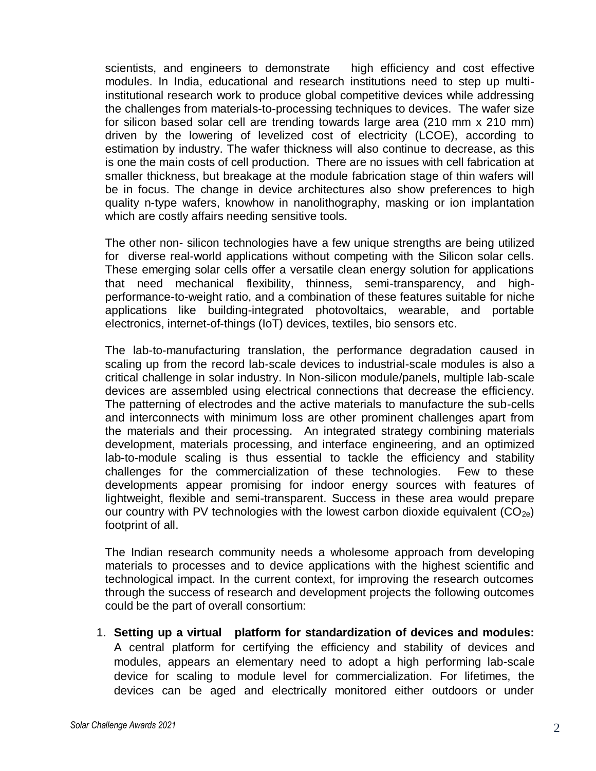scientists, and engineers to demonstrate high efficiency and cost effective modules. In India, educational and research institutions need to step up multi-institutional research work to produce global competitive devices while addressing the challenges from materials-to-processing techniques to devices. The wafer size for silicon based solar cell are trending towards large area (210 mm x 210 mm) driven by the lowering of levelized cost of electricity (LCOE), according to estimation by industry. The wafer thickness will also continue to decrease, as this is one the main costs of cell production. There are no issues with cell fabrication at smaller thickness, but breakage at the module fabrication stage of thin wafers will be in focus. The change in device architectures also show preferences to high quality n-type wafers, knowhow in nanolithography, masking or ion implantation which are costly affairs needing sensitive tools.

The other non- silicon technologies have a few unique strengths are being utilized for diverse real-world applications without competing with the Silicon solar cells. These emerging solar cells offer a versatile clean energy solution for applications that need mechanical flexibility, thinness, semi-transparency, and high-performance-to-weight ratio, and a combination of these features suitable for niche applications like building-integrated photovoltaics, wearable, and portable electronics, internet-of-things (IoT) devices, textiles, bio sensors etc.

The lab-to-manufacturing translation, the performance degradation caused in scaling up from the record lab-scale devices to industrial-scale modules is also a critical challenge in solar industry. In Non-silicon module/panels, multiple lab-scale devices are assembled using electrical connections that decrease the efficiency. The patterning of electrodes and the active materials to manufacture the sub-cells and interconnects with minimum loss are other prominent challenges apart from the materials and their processing. An integrated strategy combining materials development, materials processing, and interface engineering, and an optimized lab-to-module scaling is thus essential to tackle the efficiency and stability challenges for the commercialization of these technologies. Few to these developments appear promising for indoor energy sources with features of lightweight, flexible and semi-transparent. Success in these area would prepare our country with PV technologies with the lowest carbon dioxide equivalent ($CO_{2e}$) footprint of all.

The Indian research community needs a wholesome approach from developing materials to processes and to device applications with the highest scientific and technological impact. In the current context, for improving the research outcomes through the success of research and development projects the following outcomes could be the part of overall consortium:

1. **Setting up a virtual platform for standardization of devices and modules:** A central platform for certifying the efficiency and stability of devices and modules, appears an elementary need to adopt a high performing lab-scale device for scaling to module level for commercialization. For lifetimes, the devices can be aged and electrically monitored either outdoors or under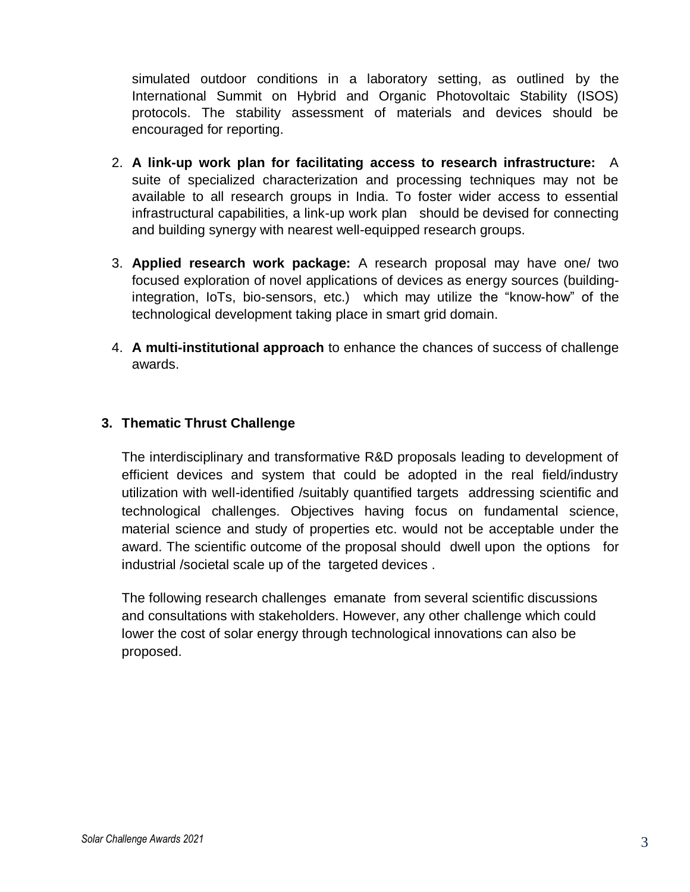simulated outdoor conditions in a laboratory setting, as outlined by the International Summit on Hybrid and Organic Photovoltaic Stability (ISOS) protocols. The stability assessment of materials and devices should be encouraged for reporting.

2. **A link-up work plan for facilitating access to research infrastructure:** A suite of specialized characterization and processing techniques may not be available to all research groups in India. To foster wider access to essential infrastructural capabilities, a link-up work plan should be devised for connecting and building synergy with nearest well-equipped research groups.

3. **Applied research work package:** A research proposal may have one/ two focused exploration of novel applications of devices as energy sources (building-integration, IoTs, bio-sensors, etc.) which may utilize the "know-how" of the technological development taking place in smart grid domain.

4. **A multi-institutional approach** to enhance the chances of success of challenge awards.

## 3. Thematic Thrust Challenge

The interdisciplinary and transformative R&D proposals leading to development of efficient devices and system that could be adopted in the real field/industry utilization with well-identified /suitably quantified targets addressing scientific and technological challenges. Objectives having focus on fundamental science, material science and study of properties etc. would not be acceptable under the award. The scientific outcome of the proposal should dwell upon the options for industrial /societal scale up of the targeted devices .

The following research challenges emanate from several scientific discussions and consultations with stakeholders. However, any other challenge which could lower the cost of solar energy through technological innovations can also be proposed.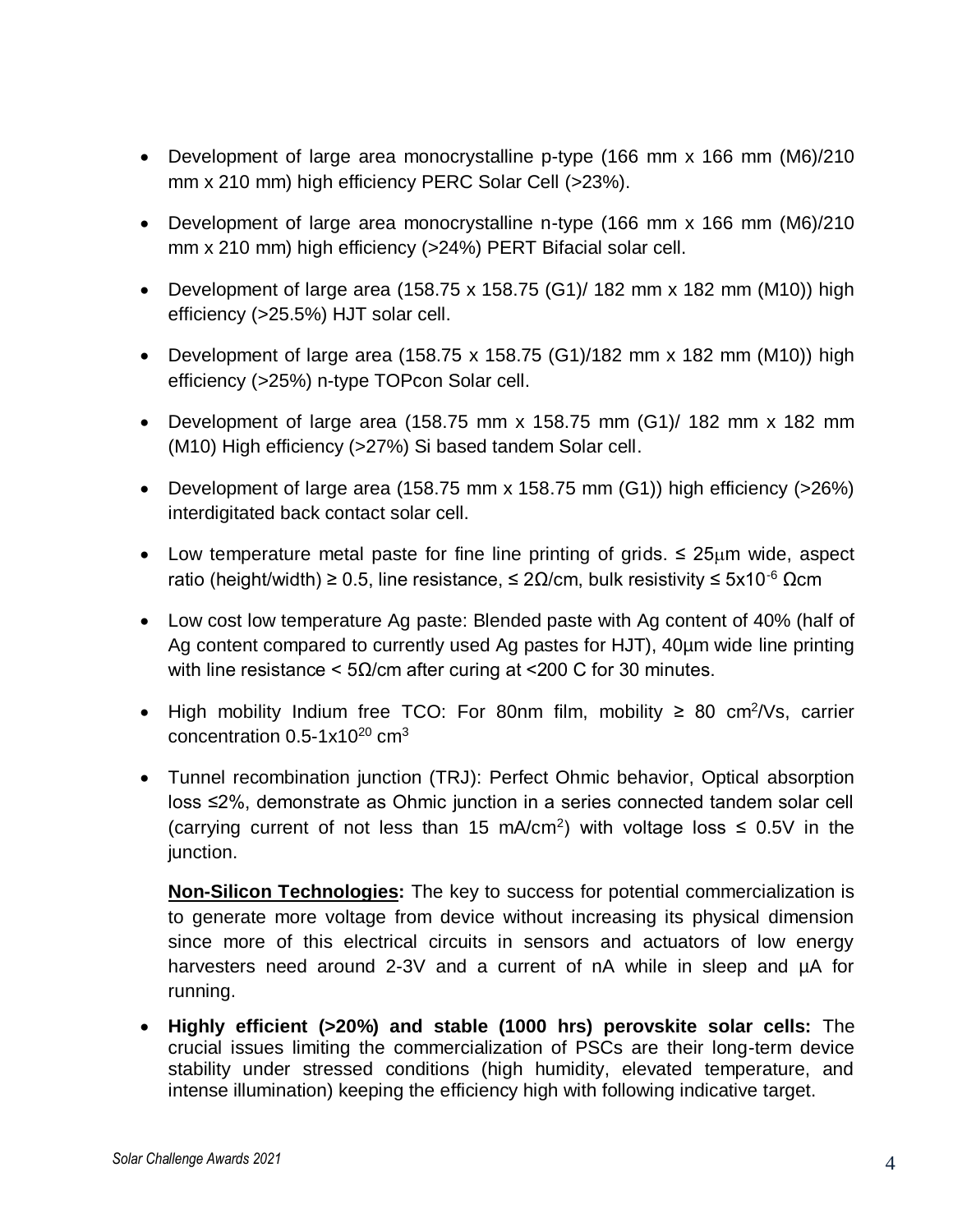- Development of large area monocrystalline p-type (166 mm x 166 mm (M6)/210 mm x 210 mm) high efficiency PERC Solar Cell (>23%).
- Development of large area monocrystalline n-type (166 mm x 166 mm (M6)/210 mm x 210 mm) high efficiency (>24%) PERT Bifacial solar cell.
- Development of large area (158.75 x 158.75 (G1)/ 182 mm x 182 mm (M10)) high efficiency (>25.5%) HJT solar cell.
- Development of large area (158.75 x 158.75 (G1)/182 mm x 182 mm (M10)) high efficiency (>25%) n-type TOPcon Solar cell.
- Development of large area (158.75 mm x 158.75 mm (G1)/ 182 mm x 182 mm (M10) High efficiency (>27%) Si based tandem Solar cell.
- Development of large area (158.75 mm x 158.75 mm (G1)) high efficiency (>26%) interdigitated back contact solar cell.
- Low temperature metal paste for fine line printing of grids. ≤ 25μm wide, aspect ratio (height/width) ≥ 0.5, line resistance, ≤ 2Ω/cm, bulk resistivity ≤ $5x10^{-6}$ Ωcm
- Low cost low temperature Ag paste: Blended paste with Ag content of 40% (half of Ag content compared to currently used Ag pastes for HJT), 40μm wide line printing with line resistance < 5Ω/cm after curing at <200 C for 30 minutes.
- High mobility Indium free TCO: For 80nm film, mobility ≥ 80 $cm^2$/Vs, carrier concentration 0.5-$1x10^{20}$ $cm^3$
- Tunnel recombination junction (TRJ): Perfect Ohmic behavior, Optical absorption loss ≤2%, demonstrate as Ohmic junction in a series connected tandem solar cell (carrying current of not less than 15 $mA/cm^2$) with voltage loss ≤ 0.5V in the junction.

  **Non-Silicon Technologies:** The key to success for potential commercialization is to generate more voltage from device without increasing its physical dimension since more of this electrical circuits in sensors and actuators of low energy harvesters need around 2-3V and a current of nA while in sleep and µA for running.

- **Highly efficient (>20%) and stable (1000 hrs) perovskite solar cells:** The crucial issues limiting the commercialization of PSCs are their long-term device stability under stressed conditions (high humidity, elevated temperature, and intense illumination) keeping the efficiency high with following indicative target.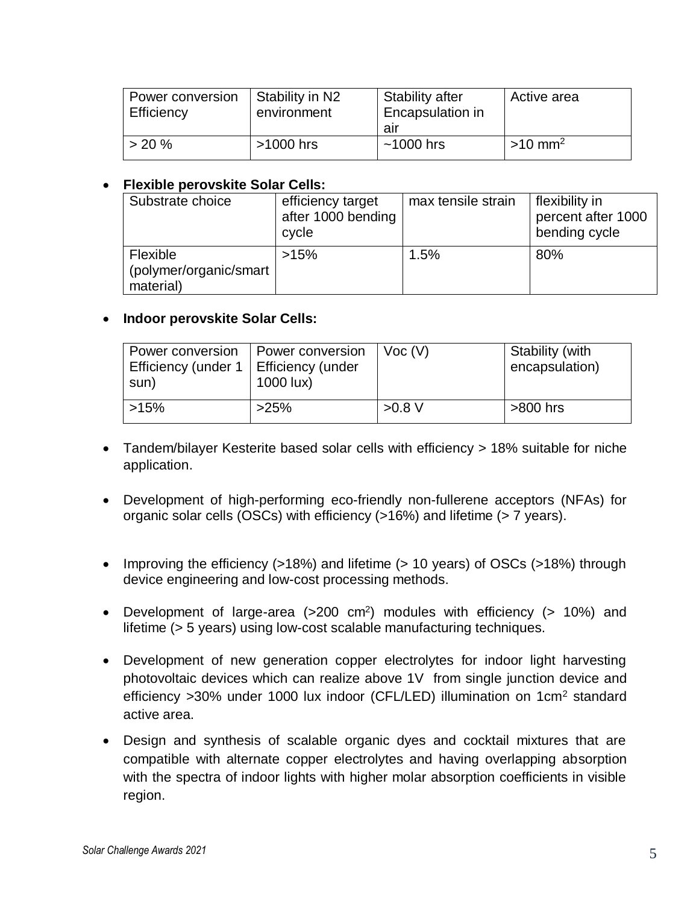| Power conversion Efficiency | Stability in N2 environment | Stability after Encapsulation in air | Active area |
|---|---|---|---|
| > 20 % | >1000 hrs | ~1000 hrs | >10 $mm^2$ |

- **Flexible perovskite Solar Cells:**

| Substrate choice | efficiency target after 1000 bending cycle | max tensile strain | flexibility in percent after 1000 bending cycle |
|---|---|---|---|
| Flexible (polymer/organic/smart material) | >15% | 1.5% | 80% |

- **Indoor perovskite Solar Cells:**

| Power conversion Efficiency (under 1 sun) | Power conversion Efficiency (under 1000 lux) | Voc (V) | Stability (with encapsulation) |
|---|---|---|---|
| >15% | >25% | >0.8 V | >800 hrs |

- Tandem/bilayer Kesterite based solar cells with efficiency > 18% suitable for niche application.

- Development of high-performing eco-friendly non-fullerene acceptors (NFAs) for organic solar cells (OSCs) with efficiency (>16%) and lifetime (> 7 years).

- Improving the efficiency (>18%) and lifetime (> 10 years) of OSCs (>18%) through device engineering and low-cost processing methods.

- Development of large-area (>200 $cm^2$) modules with efficiency (> 10%) and lifetime (> 5 years) using low-cost scalable manufacturing techniques.

- Development of new generation copper electrolytes for indoor light harvesting photovoltaic devices which can realize above 1V from single junction device and efficiency >30% under 1000 lux indoor (CFL/LED) illumination on 1$cm^2$ standard active area.

- Design and synthesis of scalable organic dyes and cocktail mixtures that are compatible with alternate copper electrolytes and having overlapping absorption with the spectra of indoor lights with higher molar absorption coefficients in visible region.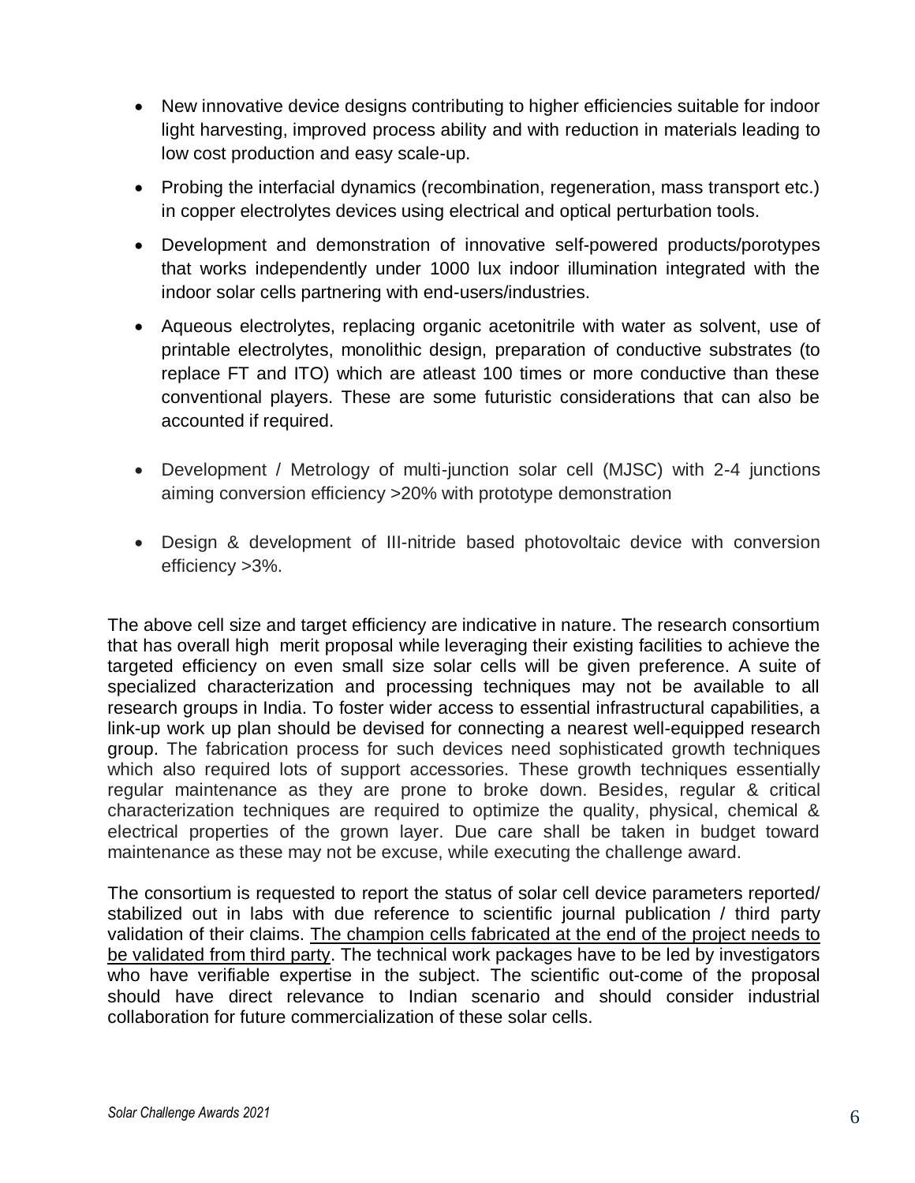- New innovative device designs contributing to higher efficiencies suitable for indoor light harvesting, improved process ability and with reduction in materials leading to low cost production and easy scale-up.
- Probing the interfacial dynamics (recombination, regeneration, mass transport etc.) in copper electrolytes devices using electrical and optical perturbation tools.
- Development and demonstration of innovative self-powered products/porotypes that works independently under 1000 lux indoor illumination integrated with the indoor solar cells partnering with end-users/industries.
- Aqueous electrolytes, replacing organic acetonitrile with water as solvent, use of printable electrolytes, monolithic design, preparation of conductive substrates (to replace FT and ITO) which are atleast 100 times or more conductive than these conventional players. These are some futuristic considerations that can also be accounted if required.
- Development / Metrology of multi-junction solar cell (MJSC) with 2-4 junctions aiming conversion efficiency >20% with prototype demonstration
- Design & development of III-nitride based photovoltaic device with conversion efficiency >3%.

The above cell size and target efficiency are indicative in nature. The research consortium that has overall high merit proposal while leveraging their existing facilities to achieve the targeted efficiency on even small size solar cells will be given preference. A suite of specialized characterization and processing techniques may not be available to all research groups in India. To foster wider access to essential infrastructural capabilities, a link-up work up plan should be devised for connecting a nearest well-equipped research group. The fabrication process for such devices need sophisticated growth techniques which also required lots of support accessories. These growth techniques essentially regular maintenance as they are prone to broke down. Besides, regular & critical characterization techniques are required to optimize the quality, physical, chemical & electrical properties of the grown layer. Due care shall be taken in budget toward maintenance as these may not be excuse, while executing the challenge award.

The consortium is requested to report the status of solar cell device parameters reported/ stabilized out in labs with due reference to scientific journal publication / third party validation of their claims. <u>The champion cells fabricated at the end of the project needs to be validated from third party</u>. The technical work packages have to be led by investigators who have verifiable expertise in the subject. The scientific out-come of the proposal should have direct relevance to Indian scenario and should consider industrial collaboration for future commercialization of these solar cells.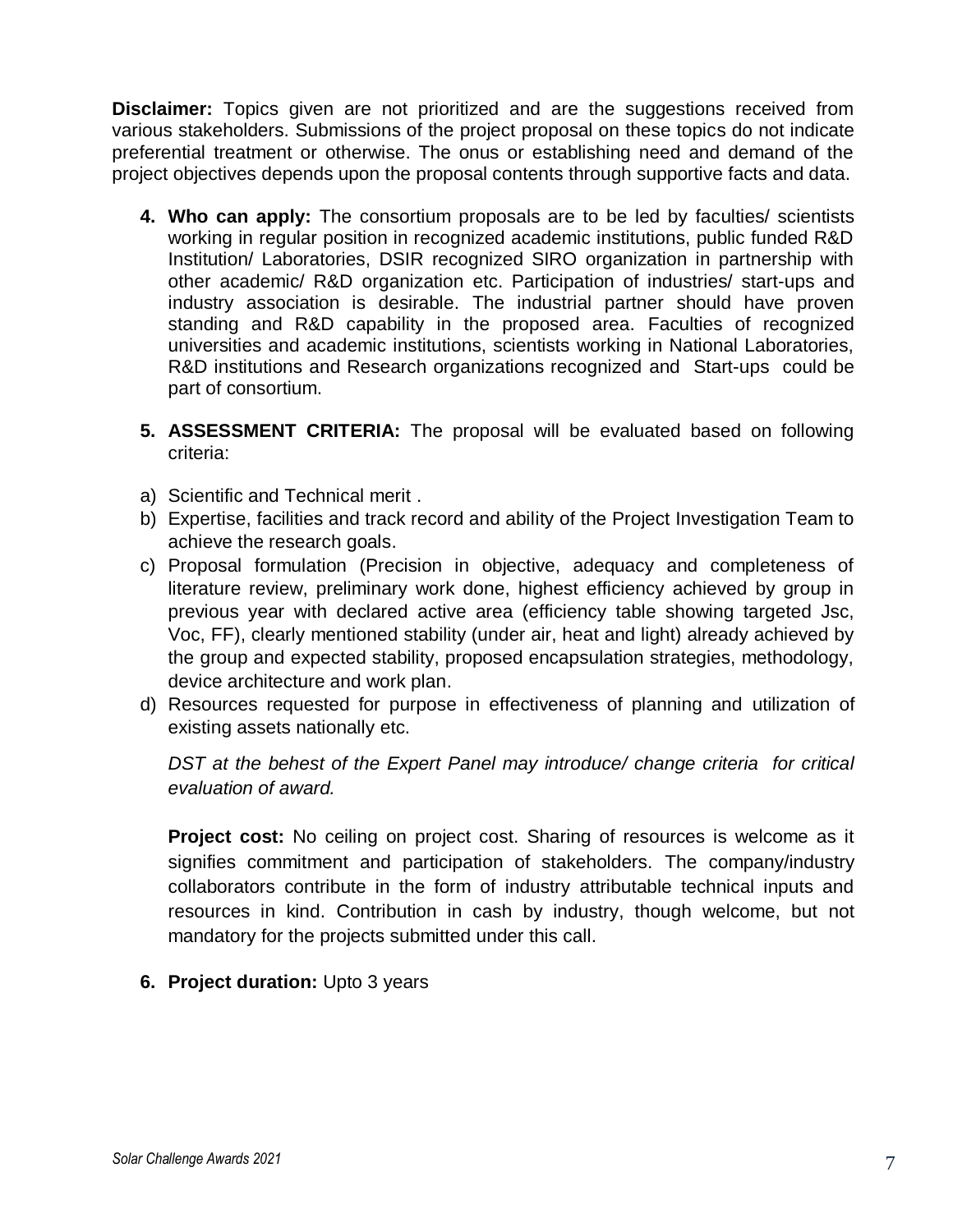**Disclaimer:** Topics given are not prioritized and are the suggestions received from various stakeholders. Submissions of the project proposal on these topics do not indicate preferential treatment or otherwise. The onus or establishing need and demand of the project objectives depends upon the proposal contents through supportive facts and data.

4. **Who can apply:** The consortium proposals are to be led by faculties/ scientists working in regular position in recognized academic institutions, public funded R&D Institution/ Laboratories, DSIR recognized SIRO organization in partnership with other academic/ R&D organization etc. Participation of industries/ start-ups and industry association is desirable. The industrial partner should have proven standing and R&D capability in the proposed area. Faculties of recognized universities and academic institutions, scientists working in National Laboratories, R&D institutions and Research organizations recognized and Start-ups could be part of consortium.

5. **ASSESSMENT CRITERIA:** The proposal will be evaluated based on following criteria:

a) Scientific and Technical merit .
b) Expertise, facilities and track record and ability of the Project Investigation Team to achieve the research goals.
c) Proposal formulation (Precision in objective, adequacy and completeness of literature review, preliminary work done, highest efficiency achieved by group in previous year with declared active area (efficiency table showing targeted Jsc, Voc, FF), clearly mentioned stability (under air, heat and light) already achieved by the group and expected stability, proposed encapsulation strategies, methodology, device architecture and work plan.
d) Resources requested for purpose in effectiveness of planning and utilization of existing assets nationally etc.

*DST at the behest of the Expert Panel may introduce/ change criteria for critical evaluation of award.*

**Project cost:** No ceiling on project cost. Sharing of resources is welcome as it signifies commitment and participation of stakeholders. The company/industry collaborators contribute in the form of industry attributable technical inputs and resources in kind. Contribution in cash by industry, though welcome, but not mandatory for the projects submitted under this call.

6. **Project duration:** Upto 3 years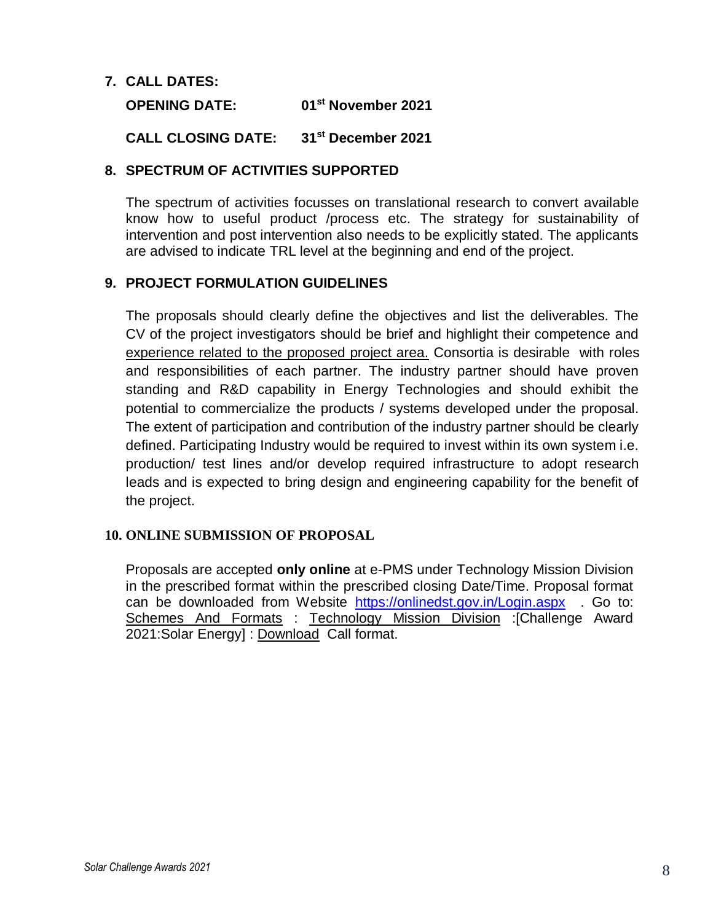## 7. CALL DATES:

**OPENING DATE:** **01st November 2021**

**CALL CLOSING DATE:** **31st December 2021**

## 8. SPECTRUM OF ACTIVITIES SUPPORTED

The spectrum of activities focusses on translational research to convert available know how to useful product /process etc. The strategy for sustainability of intervention and post intervention also needs to be explicitly stated. The applicants are advised to indicate TRL level at the beginning and end of the project.

## 9. PROJECT FORMULATION GUIDELINES

The proposals should clearly define the objectives and list the deliverables. The CV of the project investigators should be brief and highlight their competence and experience related to the proposed project area. Consortia is desirable with roles and responsibilities of each partner. The industry partner should have proven standing and R&D capability in Energy Technologies and should exhibit the potential to commercialize the products / systems developed under the proposal. The extent of participation and contribution of the industry partner should be clearly defined. Participating Industry would be required to invest within its own system i.e. production/ test lines and/or develop required infrastructure to adopt research leads and is expected to bring design and engineering capability for the benefit of the project.

## 10. ONLINE SUBMISSION OF PROPOSAL

Proposals are accepted **only online** at e-PMS under Technology Mission Division in the prescribed format within the prescribed closing Date/Time. Proposal format can be downloaded from Website https://onlinedst.gov.in/Login.aspx . Go to: Schemes And Formats : Technology Mission Division :[Challenge Award 2021:Solar Energy] : Download Call format.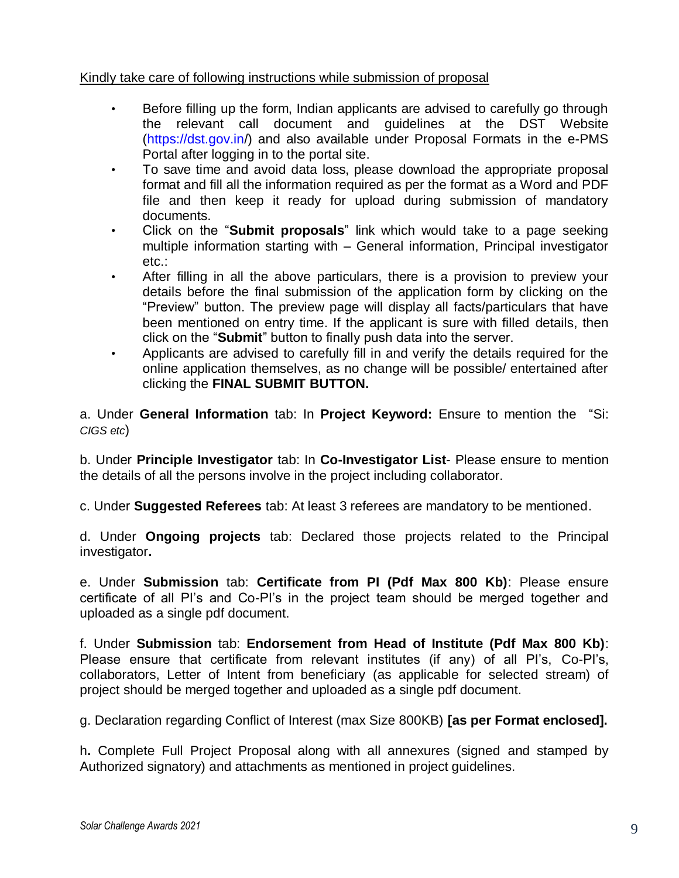Kindly take care of following instructions while submission of proposal

- Before filling up the form, Indian applicants are advised to carefully go through the relevant call document and guidelines at the DST Website (https://dst.gov.in/) and also available under Proposal Formats in the e-PMS Portal after logging in to the portal site.
- To save time and avoid data loss, please download the appropriate proposal format and fill all the information required as per the format as a Word and PDF file and then keep it ready for upload during submission of mandatory documents.
- Click on the "**Submit proposals**" link which would take to a page seeking multiple information starting with – General information, Principal investigator etc.:
- After filling in all the above particulars, there is a provision to preview your details before the final submission of the application form by clicking on the "Preview" button. The preview page will display all facts/particulars that have been mentioned on entry time. If the applicant is sure with filled details, then click on the "**Submit**" button to finally push data into the server.
- Applicants are advised to carefully fill in and verify the details required for the online application themselves, as no change will be possible/ entertained after clicking the **FINAL SUBMIT BUTTON.**

a. Under **General Information** tab: In **Project Keyword:** Ensure to mention the "Si: *CIGS etc*)

b. Under **Principle Investigator** tab: In **Co-Investigator List**- Please ensure to mention the details of all the persons involve in the project including collaborator.

c. Under **Suggested Referees** tab: At least 3 referees are mandatory to be mentioned.

d. Under **Ongoing projects** tab: Declared those projects related to the Principal investigator**.**

e. Under **Submission** tab: **Certificate from PI (Pdf Max 800 Kb)**: Please ensure certificate of all PI's and Co-PI's in the project team should be merged together and uploaded as a single pdf document.

f. Under **Submission** tab: **Endorsement from Head of Institute (Pdf Max 800 Kb)**: Please ensure that certificate from relevant institutes (if any) of all PI's, Co-PI's, collaborators, Letter of Intent from beneficiary (as applicable for selected stream) of project should be merged together and uploaded as a single pdf document.

g. Declaration regarding Conflict of Interest (max Size 800KB) **[as per Format enclosed].**

h**.** Complete Full Project Proposal along with all annexures (signed and stamped by Authorized signatory) and attachments as mentioned in project guidelines.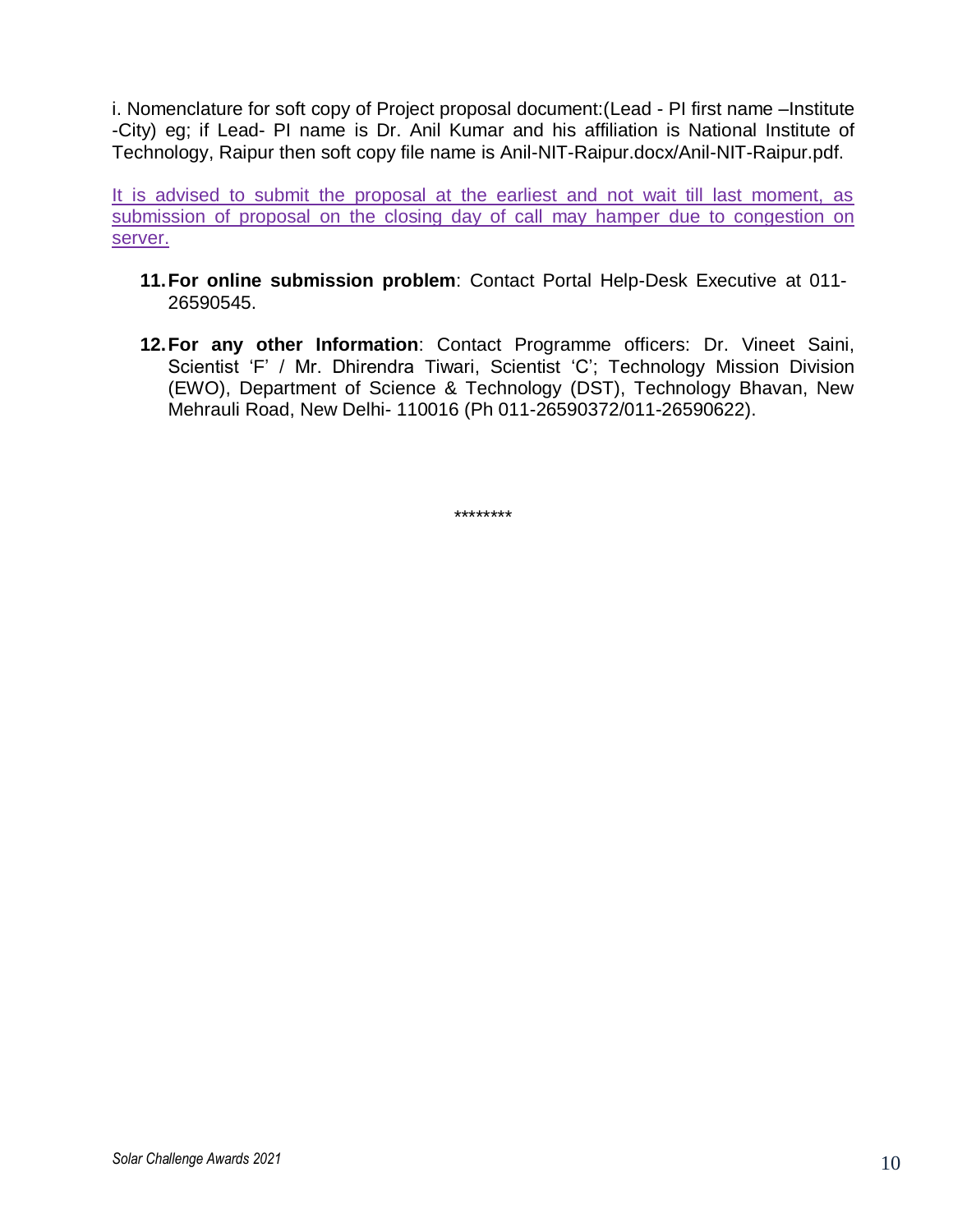i. Nomenclature for soft copy of Project proposal document:(Lead - PI first name –Institute -City) eg; if Lead- PI name is Dr. Anil Kumar and his affiliation is National Institute of Technology, Raipur then soft copy file name is Anil-NIT-Raipur.docx/Anil-NIT-Raipur.pdf.

It is advised to submit the proposal at the earliest and not wait till last moment, as submission of proposal on the closing day of call may hamper due to congestion on server.

11. **For online submission problem**: Contact Portal Help-Desk Executive at 011-26590545.

12. **For any other Information**: Contact Programme officers: Dr. Vineet Saini, Scientist 'F' / Mr. Dhirendra Tiwari, Scientist 'C'; Technology Mission Division (EWO), Department of Science & Technology (DST), Technology Bhavan, New Mehrauli Road, New Delhi- 110016 (Ph 011-26590372/011-26590622).

********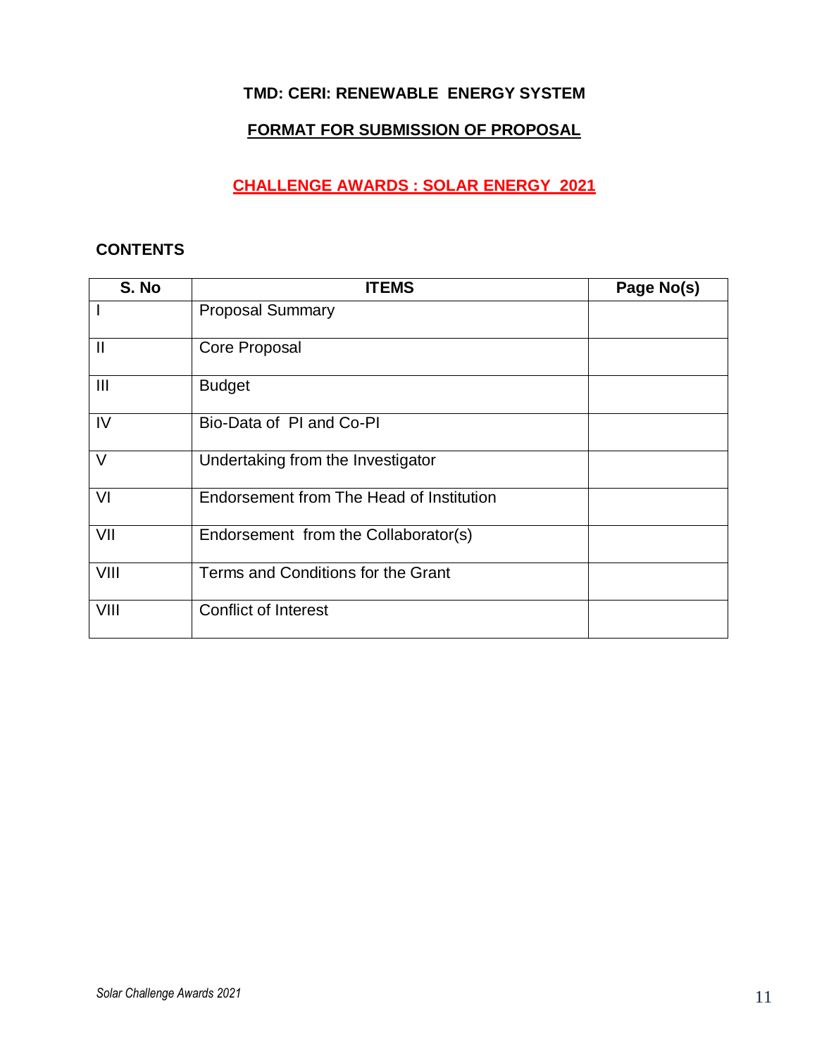**TMD: CERI: RENEWABLE ENERGY SYSTEM**

**FORMAT FOR SUBMISSION OF PROPOSAL**

**CHALLENGE AWARDS : SOLAR ENERGY 2021**

**CONTENTS**

| S. No | ITEMS | Page No(s) |
|---|---|---|
| I | Proposal Summary | |
| II | Core Proposal | |
| III | Budget | |
| IV | Bio-Data of PI and Co-PI | |
| V | Undertaking from the Investigator | |
| VI | Endorsement from The Head of Institution | |
| VII | Endorsement from the Collaborator(s) | |
| VIII | Terms and Conditions for the Grant | |
| VIII | Conflict of Interest | |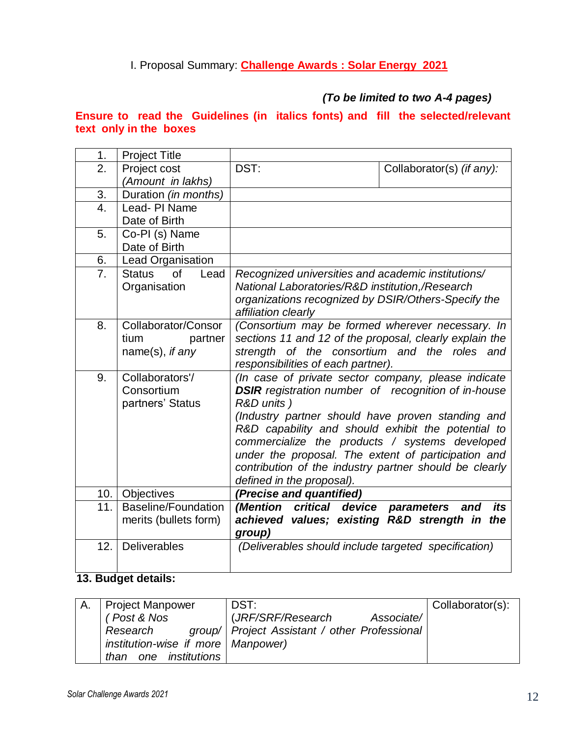I. Proposal Summary: **Challenge Awards : Solar Energy 2021**

***(To be limited to two A-4 pages)***

**Ensure to read the Guidelines (in italics fonts) and fill the selected/relevant text only in the boxes**

| | | | |
|---|---|---|---|
| 1. | Project Title | | |
| 2. | Project cost *(Amount in lakhs)* | DST: | Collaborator(s) *(if any)*: |
| 3. | Duration *(in months)* | | |
| 4. | Lead- PI Name Date of Birth | | |
| 5. | Co-PI (s) Name Date of Birth | | |
| 6. | Lead Organisation | | |
| 7. | Status of Lead Organisation | *Recognized universities and academic institutions/ National Laboratories/R&D institution,/Research organizations recognized by DSIR/Others-Specify the affiliation clearly* | |
| 8. | Collaborator/Consortium partner name(s), *if any* | *(Consortium may be formed wherever necessary. In sections 11 and 12 of the proposal, clearly explain the strength of the consortium and the roles and responsibilities of each partner).* | |
| 9. | Collaborators'/ Consortium partners' Status | *(In case of private sector company, please indicate **DSIR** registration number of recognition of in-house R&D units )* *(Industry partner should have proven standing and R&D capability and should exhibit the potential to commercialize the products / systems developed under the proposal. The extent of participation and contribution of the industry partner should be clearly defined in the proposal).* | |
| 10. | Objectives | ***(Precise and quantified)*** | |
| 11. | Baseline/Foundation merits (bullets form) | ***(Mention critical device parameters and its achieved values; existing R&D strength in the group)*** | |
| 12. | Deliverables | *(Deliverables should include targeted specification)* | |

**13. Budget details:**

| | | | |
|---|---|---|---|
| A. | Project Manpower *( Post & Nos Research group/ institution-wise if more than one institutions* | DST: *(JRF/SRF/Research Associate/ Project Assistant / other Professional Manpower)* | Collaborator(s): |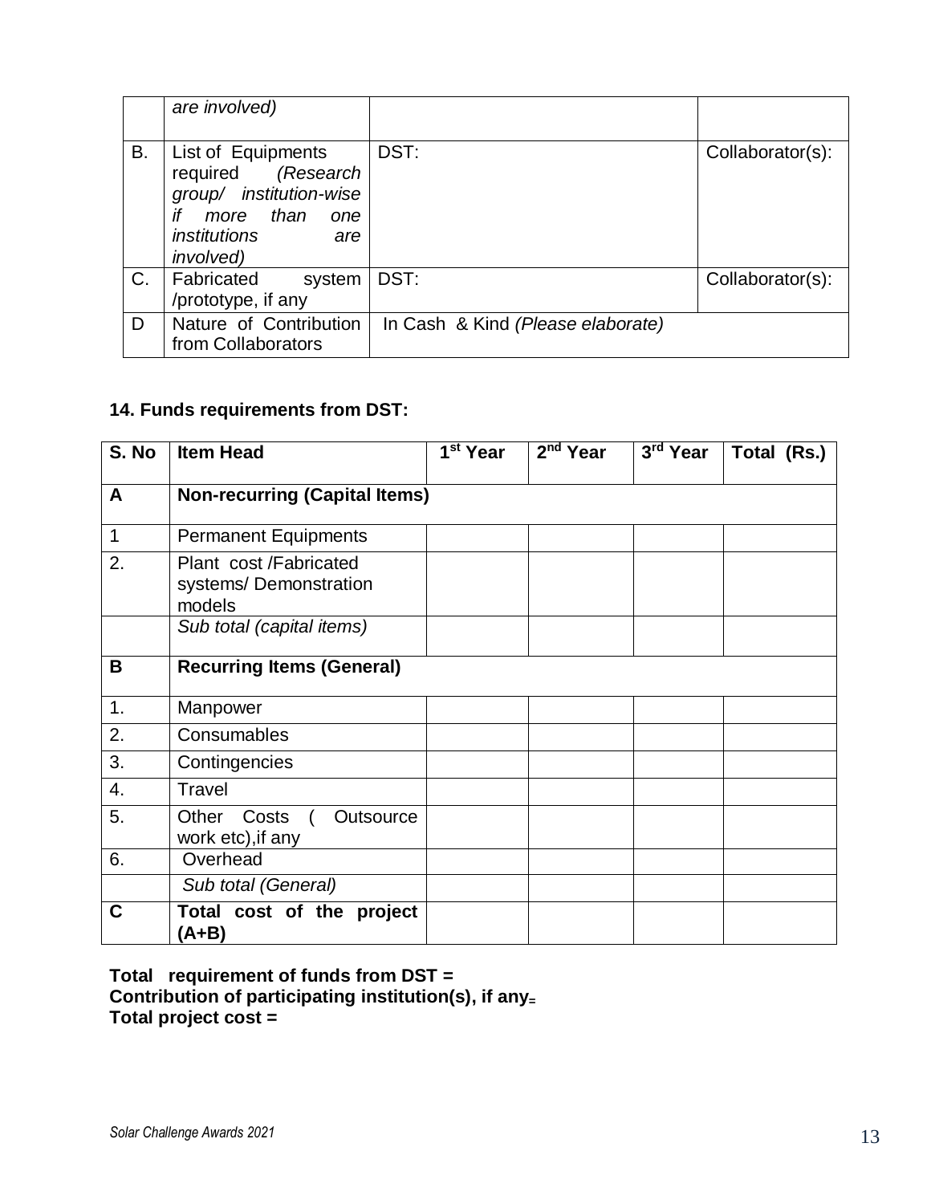|  | *are involved)* |  |  |
|---|---|---|---|
| B. | List of Equipments required *(Research group/ institution-wise if more than one institutions are involved)* | DST: | Collaborator(s): |
| C. | Fabricated system /prototype, if any | DST: | Collaborator(s): |
| D | Nature of Contribution from Collaborators | In Cash & Kind *(Please elaborate)* |  |

**14. Funds requirements from DST:**

| S. No | Item Head | 1st Year | 2nd Year | 3rd Year | Total (Rs.) |
|---|---|---|---|---|---|
| **A** | **Non-recurring (Capital Items)** |  |  |  |  |
| 1 | Permanent Equipments |  |  |  |  |
| 2. | Plant cost /Fabricated systems/ Demonstration models |  |  |  |  |
|  | *Sub total (capital items)* |  |  |  |  |
| **B** | **Recurring Items (General)** |  |  |  |  |
| 1. | Manpower |  |  |  |  |
| 2. | Consumables |  |  |  |  |
| 3. | Contingencies |  |  |  |  |
| 4. | Travel |  |  |  |  |
| 5. | Other Costs ( Outsource work etc),if any |  |  |  |  |
| 6. | Overhead |  |  |  |  |
|  | *Sub total (General)* |  |  |  |  |
| **C** | **Total cost of the project (A+B)** |  |  |  |  |

**Total requirement of funds from DST =**
**Contribution of participating institution(s), if any =**
**Total project cost =**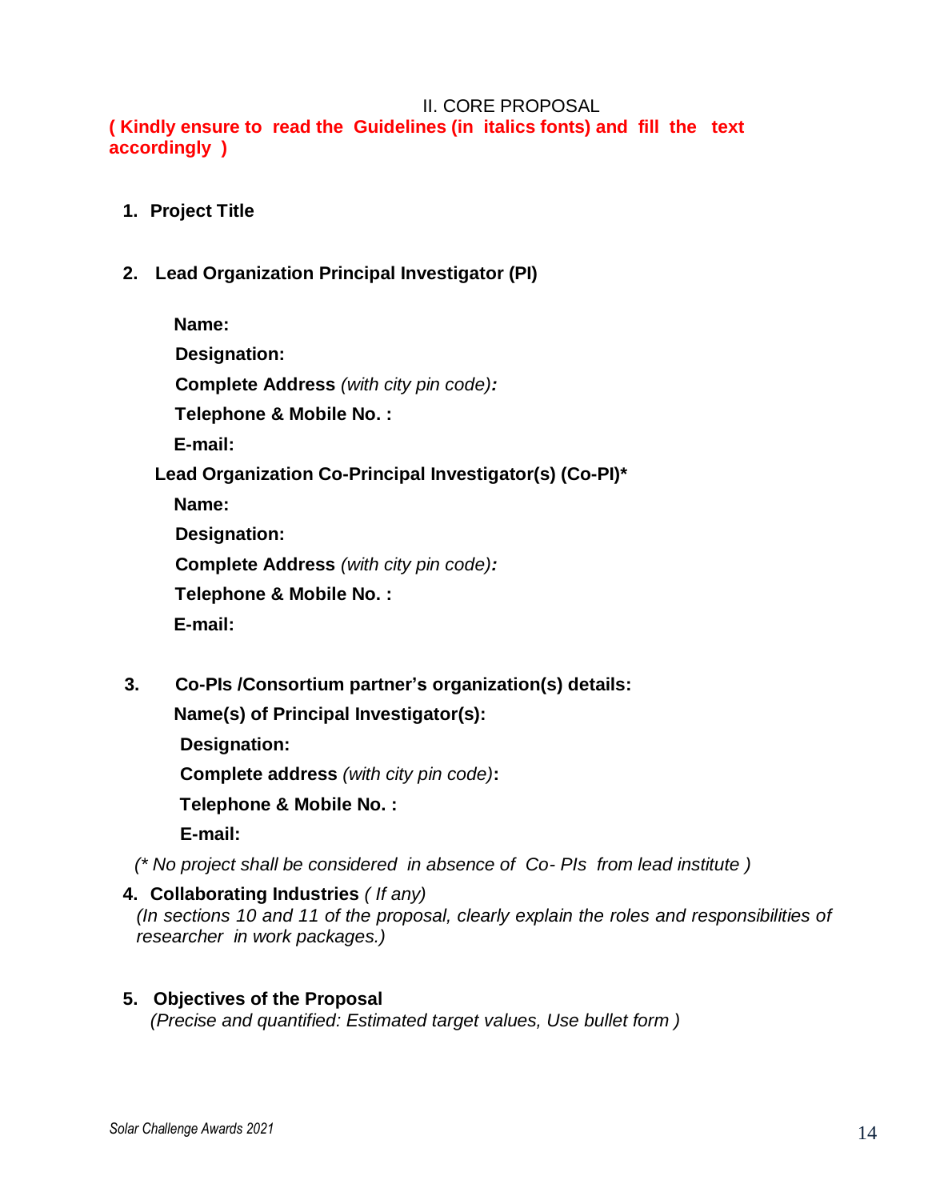## II. CORE PROPOSAL

**( Kindly ensure to read the Guidelines (in italics fonts) and fill the text accordingly )**

1. **Project Title**

2. **Lead Organization Principal Investigator (PI)**

   **Name:**

   **Designation:**

   **Complete Address** *(with city pin code)***:**

   **Telephone & Mobile No. :**

   **E-mail:**

   **Lead Organization Co-Principal Investigator(s) (Co-PI)***

   **Name:**

   **Designation:**

   **Complete Address** *(with city pin code)***:**

   **Telephone & Mobile No. :**

   **E-mail:**

3. **Co-PIs /Consortium partner's organization(s) details:**

   **Name(s) of Principal Investigator(s):**

   **Designation:**

   **Complete address** *(with city pin code)***:**

   **Telephone & Mobile No. :**

   **E-mail:**

*(* No project shall be considered in absence of Co- PIs from lead institute )*

4. **Collaborating Industries** *( If any)*
   *(In sections 10 and 11 of the proposal, clearly explain the roles and responsibilities of researcher in work packages.)*

5. **Objectives of the Proposal**
   *(Precise and quantified: Estimated target values, Use bullet form )*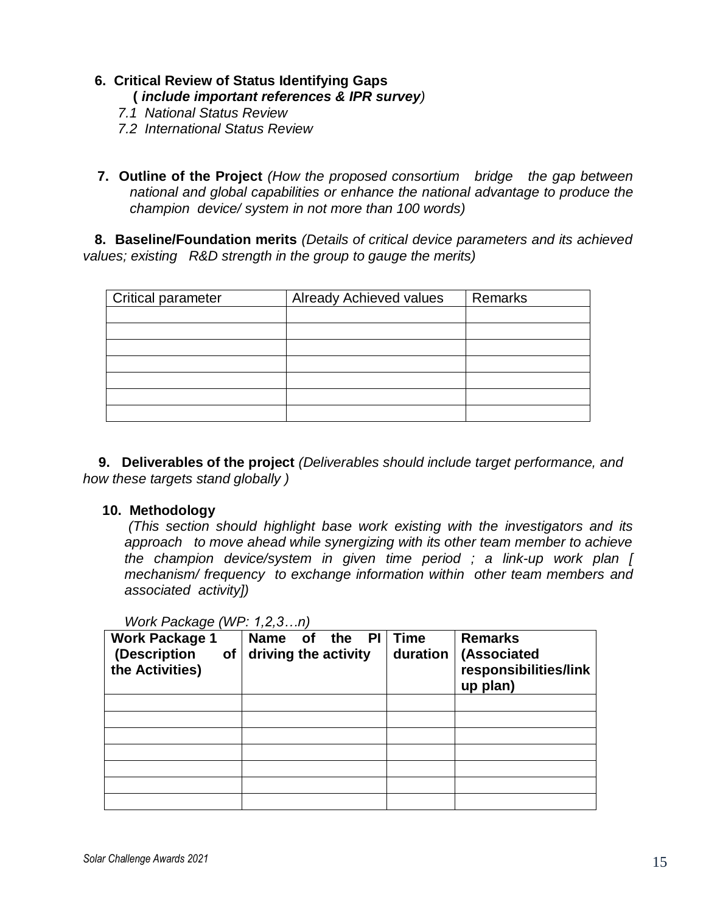6. **Critical Review of Status Identifying Gaps**
   **(** ***include important references & IPR survey*** *)*

   *7.1 National Status Review*

   *7.2 International Status Review*

7. **Outline of the Project** *(How the proposed consortium bridge the gap between national and global capabilities or enhance the national advantage to produce the champion device/ system in not more than 100 words)*

8. **Baseline/Foundation merits** *(Details of critical device parameters and its achieved values; existing R&D strength in the group to gauge the merits)*

| Critical parameter | Already Achieved values | Remarks |
|---|---|---|
| | | |
| | | |
| | | |
| | | |
| | | |
| | | |
| | | |

9. **Deliverables of the project** *(Deliverables should include target performance, and how these targets stand globally )*

10. **Methodology**
    *(This section should highlight base work existing with the investigators and its approach to move ahead while synergizing with its other team member to achieve the champion device/system in given time period ; a link-up work plan [ mechanism/ frequency to exchange information within other team members and associated activity])*

    *Work Package (WP: 1,2,3…n)*

| **Work Package 1 (Description of the Activities)** | **Name of the PI driving the activity** | **Time duration** | **Remarks (Associated responsibilities/link up plan)** |
|---|---|---|---|
| | | | |
| | | | |
| | | | |
| | | | |
| | | | |
| | | | |
| | | | |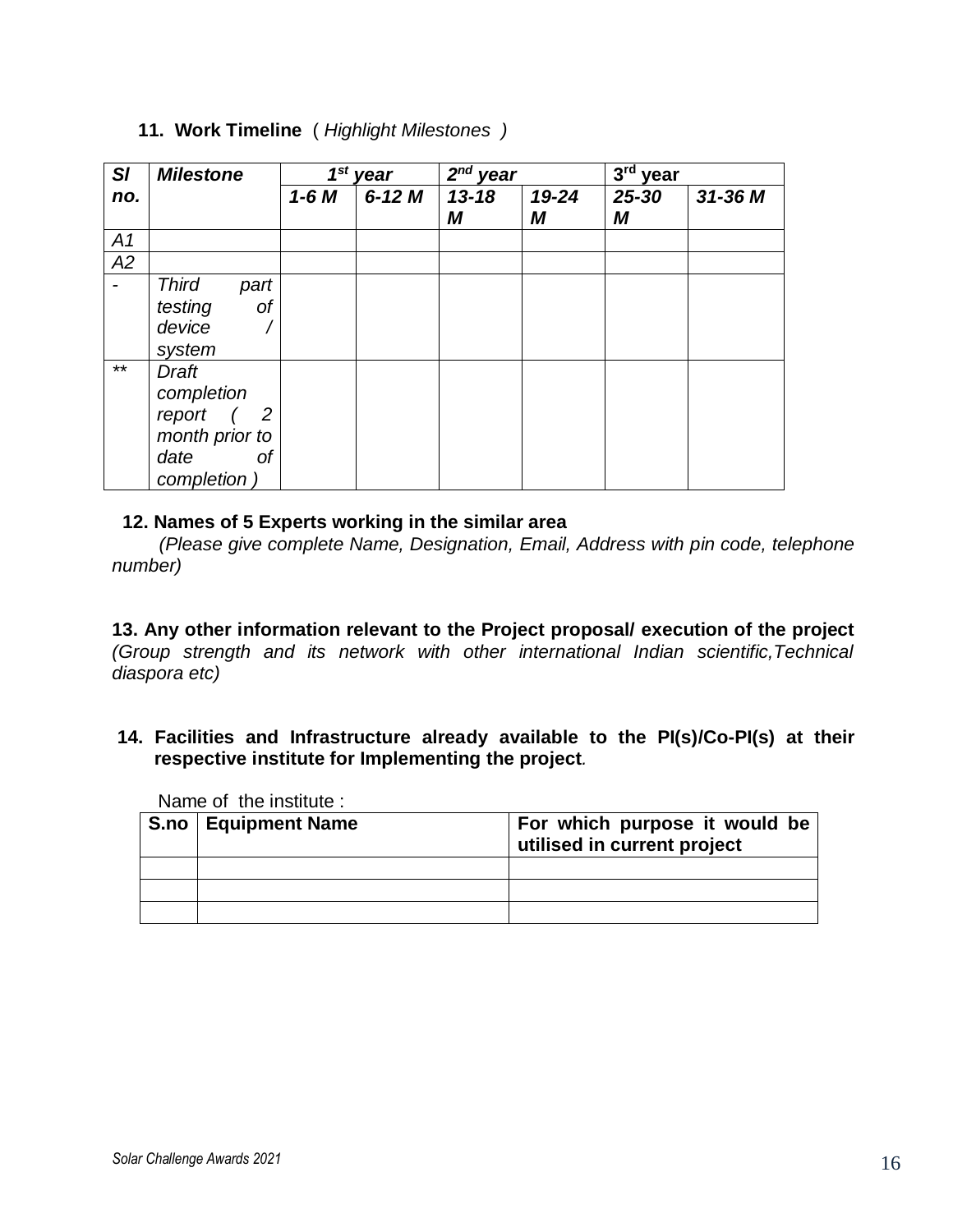**11. Work Timeline** ( *Highlight Milestones* )

| ***Sl no.*** | ***Milestone*** | ***1st year*** | | ***2nd year*** | | **3rd year** | |
|---|---|---|---|---|---|---|---|
| | | ***1-6 M*** | ***6-12 M*** | ***13-18 M*** | ***19-24 M*** | ***25-30 M*** | ***31-36 M*** |
| *A1* | | | | | | | |
| *A2* | | | | | | | |
| - | *Third part testing of device / system* | | | | | | |
| ** | *Draft completion report ( 2 month prior to date of completion )* | | | | | | |

**12. Names of 5 Experts working in the similar area**

*(Please give complete Name, Designation, Email, Address with pin code, telephone number)*

**13. Any other information relevant to the Project proposal/ execution of the project** *(Group strength and its network with other international Indian scientific,Technical diaspora etc)*

**14. Facilities and Infrastructure already available to the PI(s)/Co-PI(s) at their respective institute for Implementing the project.**

Name of the institute :

| **S.no** | **Equipment Name** | **For which purpose it would be utilised in current project** |
|---|---|---|
| | | |
| | | |
| | | |

*Solar Challenge Awards 2021*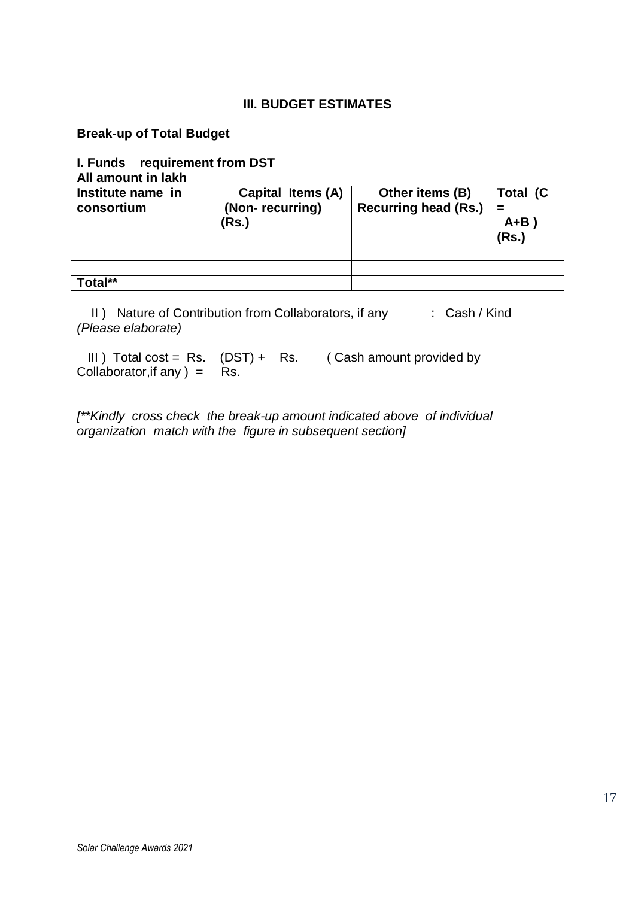## III. BUDGET ESTIMATES

**Break-up of Total Budget**

**I. Funds requirement from DST**
**All amount in lakh**

| Institute name in consortium | Capital Items (A) (Non- recurring) (Rs.) | Other items (B) Recurring head (Rs.) | Total (C = A+B ) (Rs.) |
|---|---|---|---|
| | | | |
| | | | |
| **Total**** | | | |

II ) Nature of Contribution from Collaborators, if any : Cash / Kind *(Please elaborate)*

III ) Total cost = Rs. (DST) + Rs. ( Cash amount provided by Collaborator,if any ) = Rs.

*[**Kindly cross check the break-up amount indicated above of individual organization match with the figure in subsequent section]*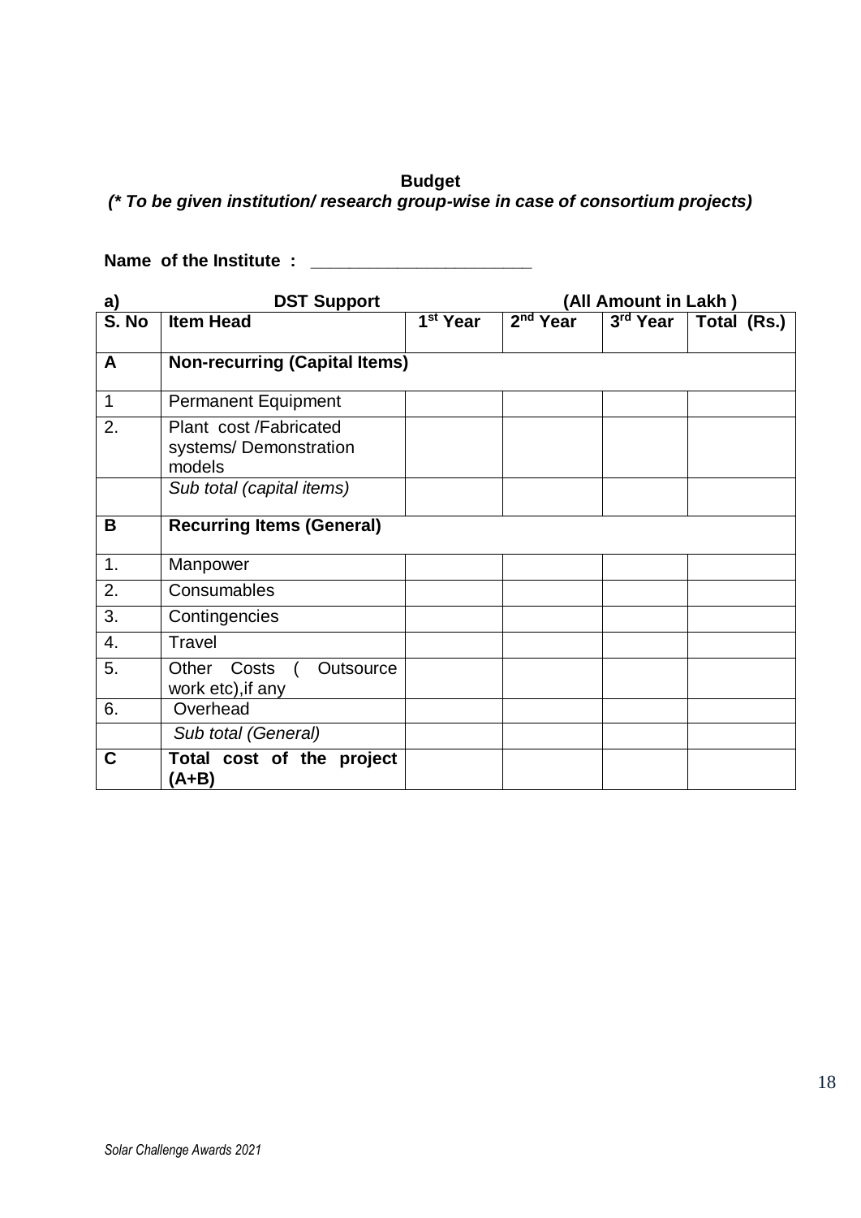**Budget**

***(* To be given institution/ research group-wise in case of consortium projects)***

**Name of the Institute : ______________________**

**a) DST Support (All Amount in Lakh )**

| **S. No** | **Item Head** | **1st Year** | **2nd Year** | **3rd Year** | **Total (Rs.)** |
|---|---|---|---|---|---|
| **A** | **Non-recurring (Capital Items)** | | | | |
| 1 | Permanent Equipment | | | | |
| 2. | Plant cost /Fabricated systems/ Demonstration models | | | | |
| | *Sub total (capital items)* | | | | |
| **B** | **Recurring Items (General)** | | | | |
| 1. | Manpower | | | | |
| 2. | Consumables | | | | |
| 3. | Contingencies | | | | |
| 4. | Travel | | | | |
| 5. | Other Costs ( Outsource work etc),if any | | | | |
| 6. | Overhead | | | | |
| | *Sub total (General)* | | | | |
| **C** | **Total cost of the project (A+B)** | | | | |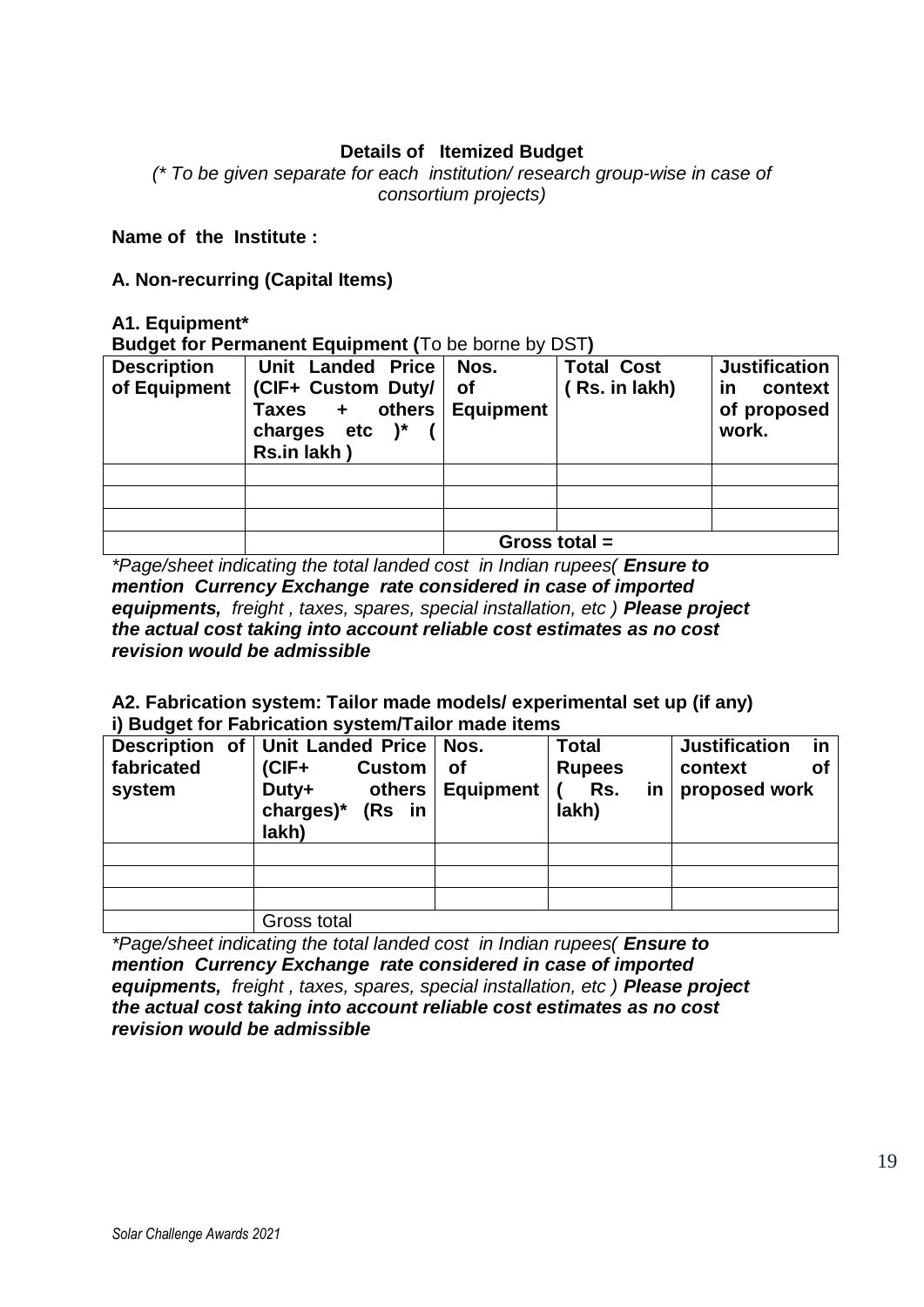## Details of Itemized Budget

*(* To be given separate for each institution/ research group-wise in case of consortium projects)*

**Name of the Institute :**

**A. Non-recurring (Capital Items)**

**A1. Equipment***

**Budget for Permanent Equipment (**To be borne by DST**)**

| Description of Equipment | Unit Landed Price (CIF+ Custom Duty/ Taxes + others charges etc )* ( Rs.in lakh ) | Nos. of Equipment | Total Cost ( Rs. in lakh) | Justification in context of proposed work. |
|---|---|---|---|---|
| | | | | |
| | | | | |
| | | | | |
| | | Gross total = | | |

****Page/sheet indicating the total landed cost in Indian rupees( **Ensure to mention Currency Exchange rate considered in case of imported equipments,** freight , taxes, spares, special installation, etc ) **Please project the actual cost taking into account reliable cost estimates as no cost revision would be admissible***

**A2. Fabrication system: Tailor made models/ experimental set up (if any)**

**i) Budget for Fabrication system/Tailor made items**

| Description of fabricated system | Unit Landed Price (CIF+ Custom Duty+ others charges)* (Rs in lakh) | Nos. of Equipment | Total Rupees ( Rs. in lakh) | Justification in context of proposed work |
|---|---|---|---|---|
| | | | | |
| | | | | |
| | | | | |
| | Gross total | | | |

****Page/sheet indicating the total landed cost in Indian rupees( **Ensure to mention Currency Exchange rate considered in case of imported equipments,** freight , taxes, spares, special installation, etc ) **Please project the actual cost taking into account reliable cost estimates as no cost revision would be admissible***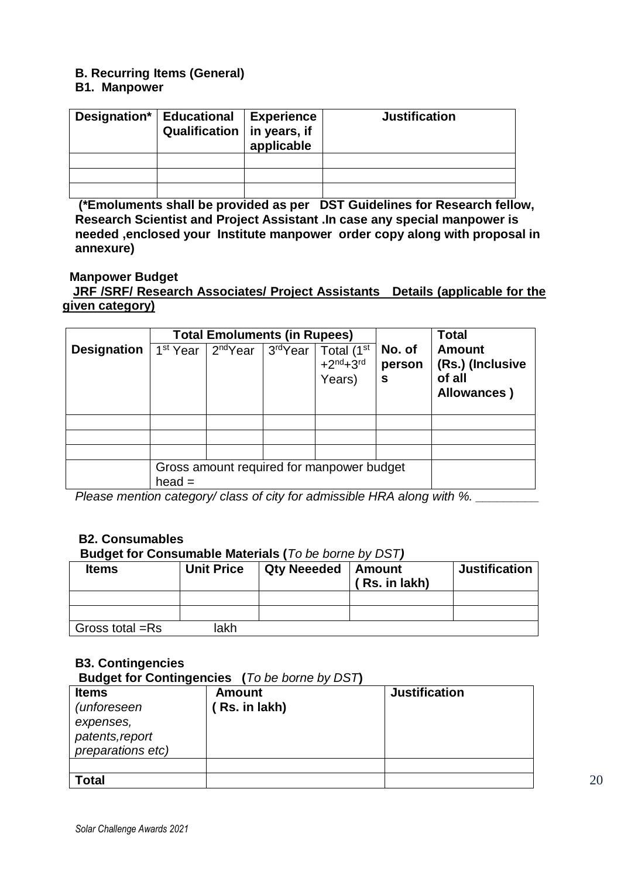**B. Recurring Items (General)**

**B1. Manpower**

| Designation* | Educational Qualification | Experience in years, if applicable | Justification |
|---|---|---|---|
| | | | |
| | | | |
| | | | |

**(*Emoluments shall be provided as per DST Guidelines for Research fellow, Research Scientist and Project Assistant .In case any special manpower is needed ,enclosed your Institute manpower order copy along with proposal in annexure)**

**Manpower Budget**

**JRF /SRF/ Research Associates/ Project Assistants Details (applicable for the given category)**

| Designation | Total Emoluments (in Rupees) | | | | No. of persons | Total Amount (Rs.) (Inclusive of all Allowances ) |
|---|---|---|---|---|---|---|
| | 1st Year | 2ndYear | 3rdYear | Total (1st +2nd+3rd Years) | | |
| | | | | | | |
| | | | | | | |
| | | | | | | |
| | Gross amount required for manpower budget head = | | | | | |

*Please mention category/ class of city for admissible HRA along with %. ________*

**B2. Consumables**

**Budget for Consumable Materials (***To be borne by DST***)**

| Items | Unit Price | Qty Neeeded | Amount ( Rs. in lakh) | Justification |
|---|---|---|---|---|
| | | | | |
| | | | | |
| Gross total =Rs lakh | | | | |

**B3. Contingencies**

**Budget for Contingencies (***To be borne by DST***)**

| **Items** *(unforeseen expenses, patents,report preparations etc)* | **Amount ( Rs. in lakh)** | **Justification** |
|---|---|---|
| | | |
| **Total** | | |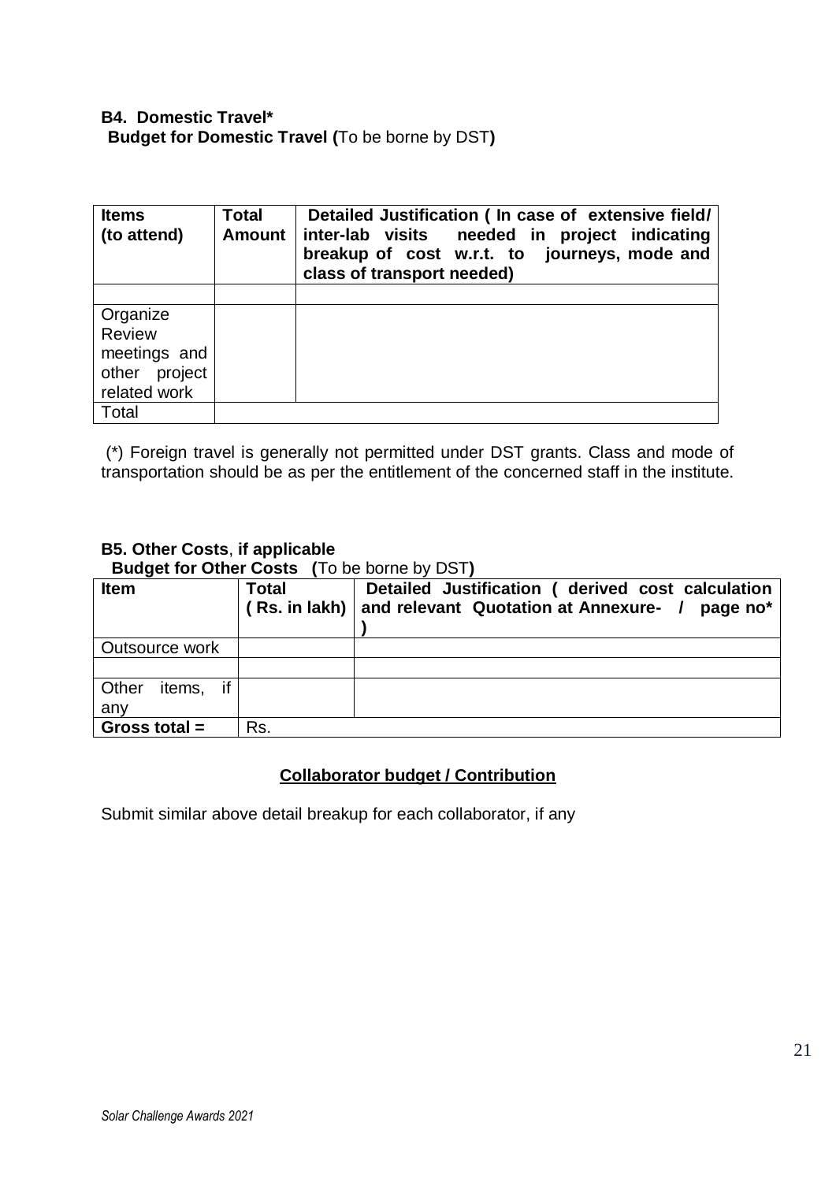**B4. Domestic Travel***

**Budget for Domestic Travel (**To be borne by DST**)**

| Items (to attend) | Total Amount | Detailed Justification ( In case of extensive field/ inter-lab visits needed in project indicating breakup of cost w.r.t. to journeys, mode and class of transport needed) |
|---|---|---|
| | | |
| Organize Review meetings and other project related work | | |
| Total | | |

(*) Foreign travel is generally not permitted under DST grants. Class and mode of transportation should be as per the entitlement of the concerned staff in the institute.

**B5. Other Costs**, **if applicable**

**Budget for Other Costs (**To be borne by DST**)**

| Item | Total ( Rs. in lakh) | Detailed Justification ( derived cost calculation and relevant Quotation at Annexure- / page no* ) |
|---|---|---|
| Outsource work | | |
| | | |
| Other items, if any | | |
| **Gross total =** | Rs. | |

**Collaborator budget / Contribution**

Submit similar above detail breakup for each collaborator, if any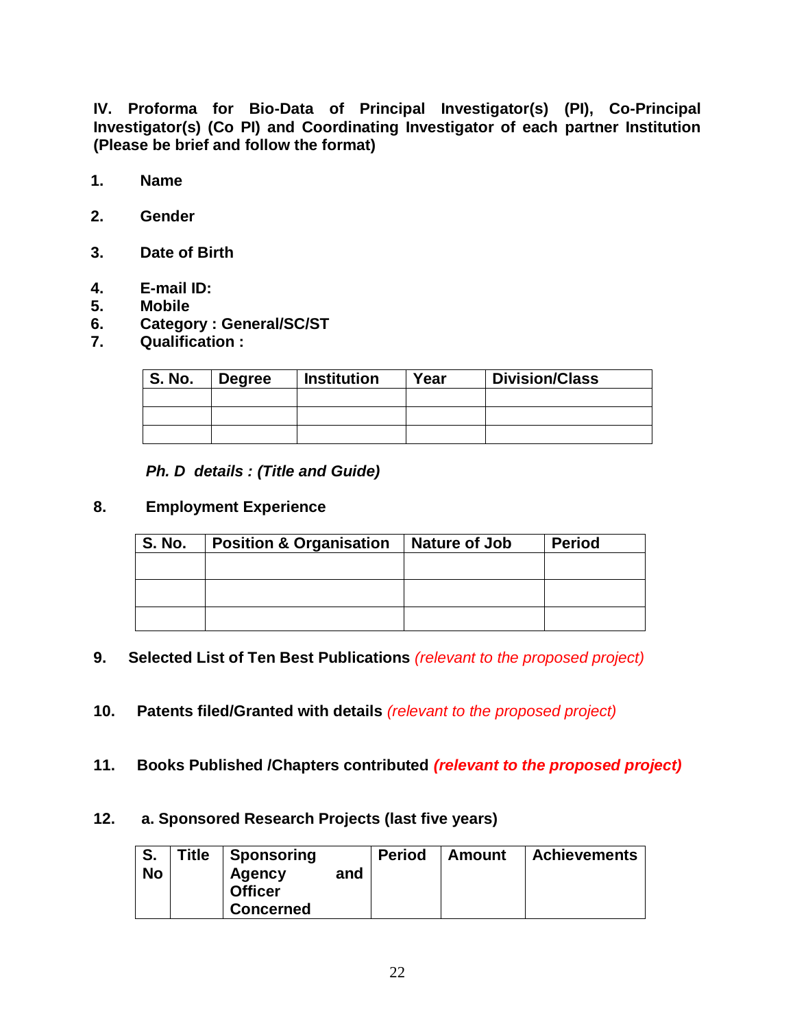**IV. Proforma for Bio-Data of Principal Investigator(s) (PI), Co-Principal Investigator(s) (Co PI) and Coordinating Investigator of each partner Institution (Please be brief and follow the format)**

1. **Name**

2. **Gender**

3. **Date of Birth**

4. **E-mail ID:**
5. **Mobile**
6. **Category : General/SC/ST**
7. **Qualification :**

| S. No. | Degree | Institution | Year | Division/Class |
|---|---|---|---|---|
| | | | | |
| | | | | |
| | | | | |

***Ph. D details : (Title and Guide)***

8. **Employment Experience**

| S. No. | Position & Organisation | Nature of Job | Period |
|---|---|---|---|
| | | | |
| | | | |
| | | | |

9. **Selected List of Ten Best Publications** *(relevant to the proposed project)*

10. **Patents filed/Granted with details** *(relevant to the proposed project)*

11. **Books Published /Chapters contributed** ***(relevant to the proposed project)***

12. **a. Sponsored Research Projects (last five years)**

| S. No | Title | Sponsoring Agency and Officer Concerned | Period | Amount | Achievements |
|---|---|---|---|---|---|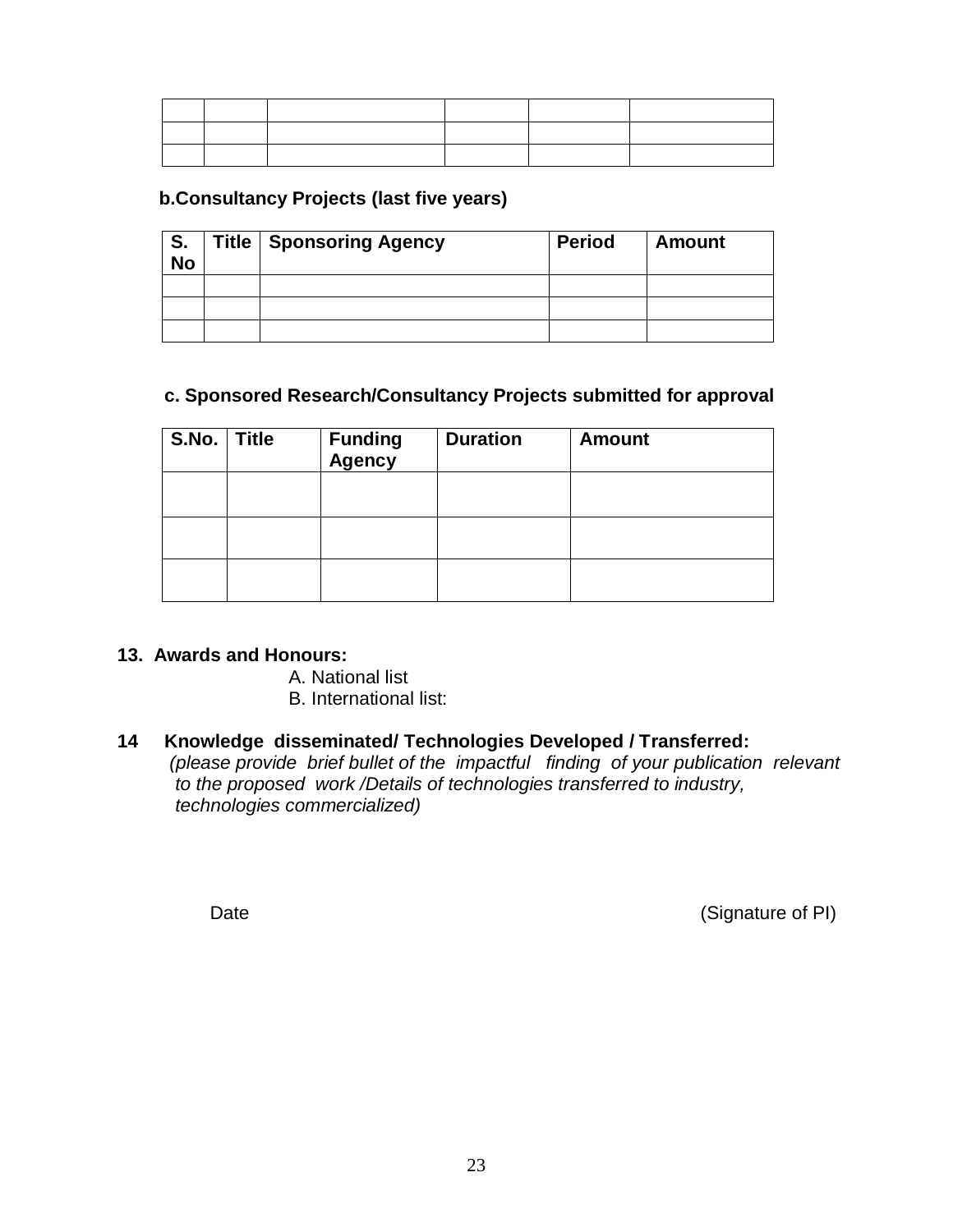| | | | | | |
|---|---|---|---|---|---|
| | | | | | |
| | | | | | |
| | | | | | |

**b.Consultancy Projects (last five years)**

| S. No | Title | Sponsoring Agency | Period | Amount |
|---|---|---|---|---|
| | | | | |
| | | | | |
| | | | | |

**c. Sponsored Research/Consultancy Projects submitted for approval**

| S.No. | Title | Funding Agency | Duration | Amount |
|---|---|---|---|---|
| | | | | |
| | | | | |
| | | | | |

**13. Awards and Honours:**

A. National list

B. International list:

**14 Knowledge disseminated/ Technologies Developed / Transferred:**

*(please provide brief bullet of the impactful finding of your publication relevant to the proposed work /Details of technologies transferred to industry, technologies commercialized)*

Date (Signature of PI)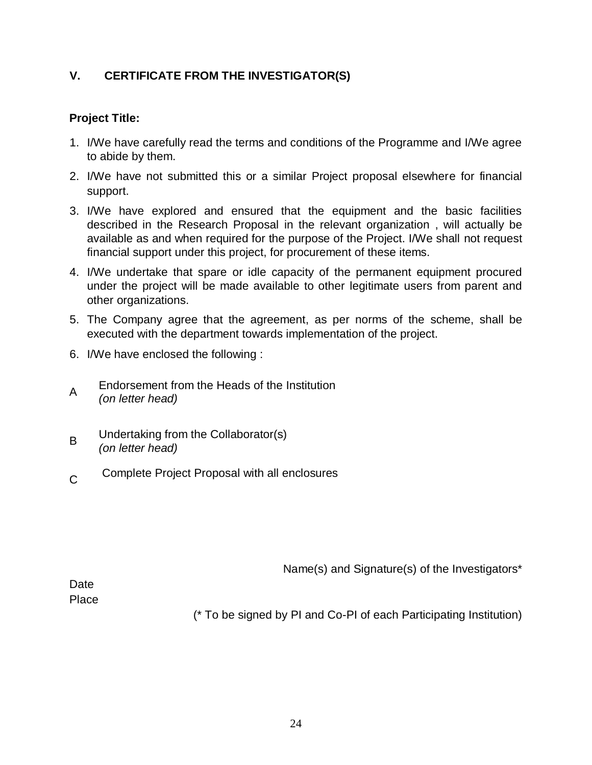## V. CERTIFICATE FROM THE INVESTIGATOR(S)

**Project Title:**

1. I/We have carefully read the terms and conditions of the Programme and I/We agree to abide by them.
2. I/We have not submitted this or a similar Project proposal elsewhere for financial support.
3. I/We have explored and ensured that the equipment and the basic facilities described in the Research Proposal in the relevant organization , will actually be available as and when required for the purpose of the Project. I/We shall not request financial support under this project, for procurement of these items.
4. I/We undertake that spare or idle capacity of the permanent equipment procured under the project will be made available to other legitimate users from parent and other organizations.
5. The Company agree that the agreement, as per norms of the scheme, shall be executed with the department towards implementation of the project.
6. I/We have enclosed the following :

A Endorsement from the Heads of the Institution *(on letter head)*

B Undertaking from the Collaborator(s) *(on letter head)*

C Complete Project Proposal with all enclosures

Name(s) and Signature(s) of the Investigators*

Date

Place

(* To be signed by PI and Co-PI of each Participating Institution)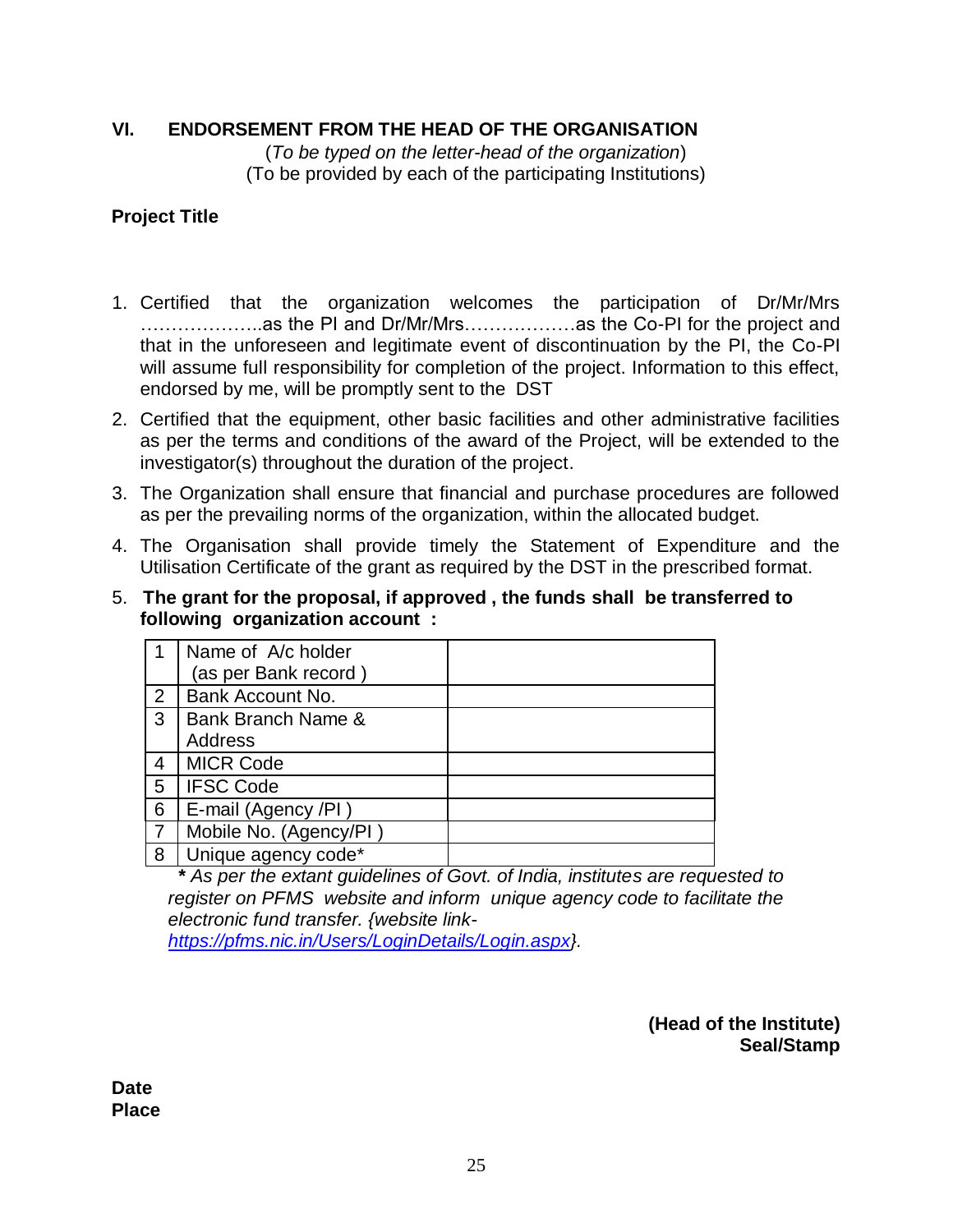## VI. ENDORSEMENT FROM THE HEAD OF THE ORGANISATION

(*To be typed on the letter-head of the organization*)
(To be provided by each of the participating Institutions)

**Project Title**

1. Certified that the organization welcomes the participation of Dr/Mr/Mrs ………………..as the PI and Dr/Mr/Mrs………………as the Co-PI for the project and that in the unforeseen and legitimate event of discontinuation by the PI, the Co-PI will assume full responsibility for completion of the project. Information to this effect, endorsed by me, will be promptly sent to the DST
2. Certified that the equipment, other basic facilities and other administrative facilities as per the terms and conditions of the award of the Project, will be extended to the investigator(s) throughout the duration of the project.
3. The Organization shall ensure that financial and purchase procedures are followed as per the prevailing norms of the organization, within the allocated budget.
4. The Organisation shall provide timely the Statement of Expenditure and the Utilisation Certificate of the grant as required by the DST in the prescribed format.
5. **The grant for the proposal, if approved , the funds shall be transferred to following organization account :**

| | | |
|---|---|---|
| 1 | Name of A/c holder (as per Bank record ) | |
| 2 | Bank Account No. | |
| 3 | Bank Branch Name & Address | |
| 4 | MICR Code | |
| 5 | IFSC Code | |
| 6 | E-mail (Agency /PI ) | |
| 7 | Mobile No. (Agency/PI ) | |
| 8 | Unique agency code* | |

**\*** *As per the extant guidelines of Govt. of India, institutes are requested to register on PFMS website and inform unique agency code to facilitate the electronic fund transfer. {website link- https://pfms.nic.in/Users/LoginDetails/Login.aspx}.*

**(Head of the Institute)**
**Seal/Stamp**

**Date**
**Place**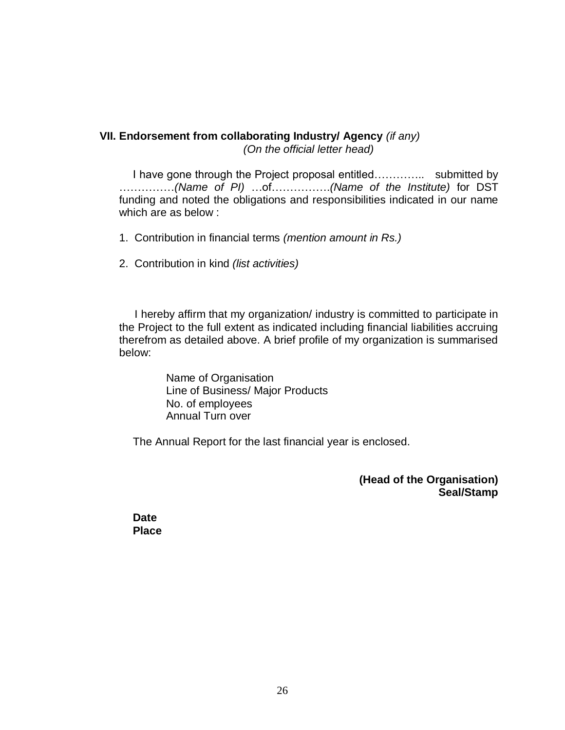## VII. Endorsement from collaborating Industry/ Agency *(if any)*

*(On the official letter head)*

I have gone through the Project proposal entitled………….. submitted by ……………*(Name of PI)* …of…………….*(Name of the Institute)* for DST funding and noted the obligations and responsibilities indicated in our name which are as below :

1. Contribution in financial terms *(mention amount in Rs.)*

2. Contribution in kind *(list activities)*

I hereby affirm that my organization/ industry is committed to participate in the Project to the full extent as indicated including financial liabilities accruing therefrom as detailed above. A brief profile of my organization is summarised below:

Name of Organisation
Line of Business/ Major Products
No. of employees
Annual Turn over

The Annual Report for the last financial year is enclosed.

**(Head of the Organisation)**
**Seal/Stamp**

**Date**
**Place**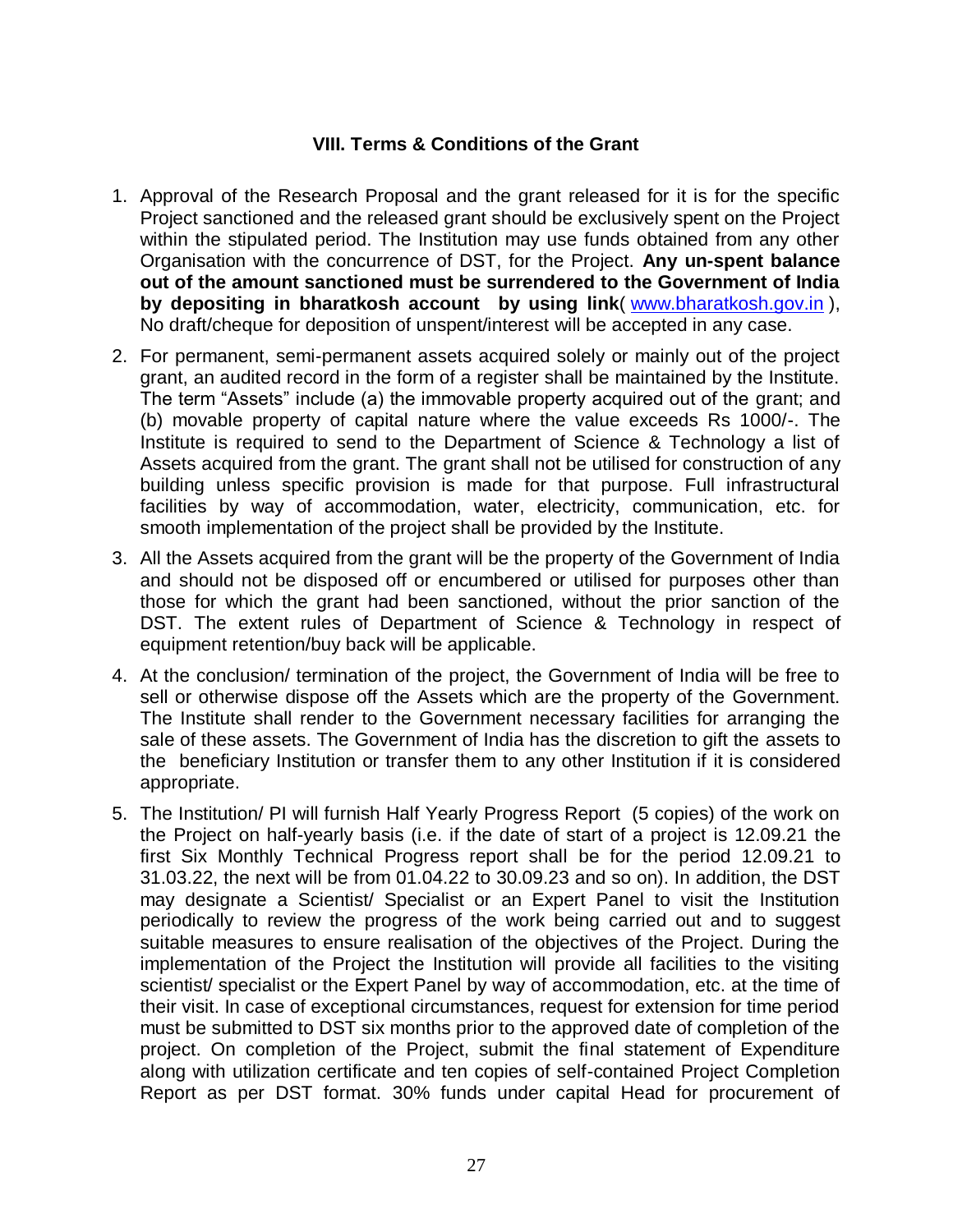### VIII. Terms & Conditions of the Grant

1. Approval of the Research Proposal and the grant released for it is for the specific Project sanctioned and the released grant should be exclusively spent on the Project within the stipulated period. The Institution may use funds obtained from any other Organisation with the concurrence of DST, for the Project. **Any un-spent balance out of the amount sanctioned must be surrendered to the Government of India by depositing in bharatkosh account by using link**( www.bharatkosh.gov.in ), No draft/cheque for deposition of unspent/interest will be accepted in any case.
2. For permanent, semi-permanent assets acquired solely or mainly out of the project grant, an audited record in the form of a register shall be maintained by the Institute. The term "Assets" include (a) the immovable property acquired out of the grant; and (b) movable property of capital nature where the value exceeds Rs 1000/-. The Institute is required to send to the Department of Science & Technology a list of Assets acquired from the grant. The grant shall not be utilised for construction of any building unless specific provision is made for that purpose. Full infrastructural facilities by way of accommodation, water, electricity, communication, etc. for smooth implementation of the project shall be provided by the Institute.
3. All the Assets acquired from the grant will be the property of the Government of India and should not be disposed off or encumbered or utilised for purposes other than those for which the grant had been sanctioned, without the prior sanction of the DST. The extent rules of Department of Science & Technology in respect of equipment retention/buy back will be applicable.
4. At the conclusion/ termination of the project, the Government of India will be free to sell or otherwise dispose off the Assets which are the property of the Government. The Institute shall render to the Government necessary facilities for arranging the sale of these assets. The Government of India has the discretion to gift the assets to the beneficiary Institution or transfer them to any other Institution if it is considered appropriate.
5. The Institution/ PI will furnish Half Yearly Progress Report (5 copies) of the work on the Project on half-yearly basis (i.e. if the date of start of a project is 12.09.21 the first Six Monthly Technical Progress report shall be for the period 12.09.21 to 31.03.22, the next will be from 01.04.22 to 30.09.23 and so on). In addition, the DST may designate a Scientist/ Specialist or an Expert Panel to visit the Institution periodically to review the progress of the work being carried out and to suggest suitable measures to ensure realisation of the objectives of the Project. During the implementation of the Project the Institution will provide all facilities to the visiting scientist/ specialist or the Expert Panel by way of accommodation, etc. at the time of their visit. In case of exceptional circumstances, request for extension for time period must be submitted to DST six months prior to the approved date of completion of the project. On completion of the Project, submit the final statement of Expenditure along with utilization certificate and ten copies of self-contained Project Completion Report as per DST format. 30% funds under capital Head for procurement of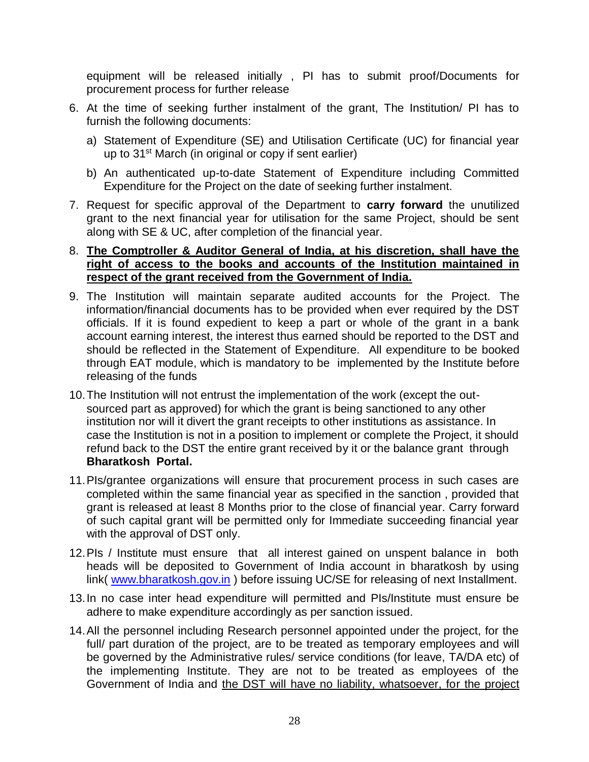equipment will be released initially , PI has to submit proof/Documents for procurement process for further release

6. At the time of seeking further instalment of the grant, The Institution/ PI has to furnish the following documents:

   a) Statement of Expenditure (SE) and Utilisation Certificate (UC) for financial year up to 31st March (in original or copy if sent earlier)

   b) An authenticated up-to-date Statement of Expenditure including Committed Expenditure for the Project on the date of seeking further instalment.

7. Request for specific approval of the Department to **carry forward** the unutilized grant to the next financial year for utilisation for the same Project, should be sent along with SE & UC, after completion of the financial year.

8. <u>**The Comptroller & Auditor General of India, at his discretion, shall have the right of access to the books and accounts of the Institution maintained in respect of the grant received from the Government of India.**</u>

9. The Institution will maintain separate audited accounts for the Project. The information/financial documents has to be provided when ever required by the DST officials. If it is found expedient to keep a part or whole of the grant in a bank account earning interest, the interest thus earned should be reported to the DST and should be reflected in the Statement of Expenditure. All expenditure to be booked through EAT module, which is mandatory to be implemented by the Institute before releasing of the funds

10. The Institution will not entrust the implementation of the work (except the out-sourced part as approved) for which the grant is being sanctioned to any other institution nor will it divert the grant receipts to other institutions as assistance. In case the Institution is not in a position to implement or complete the Project, it should refund back to the DST the entire grant received by it or the balance grant through **Bharatkosh Portal.**

11. PIs/grantee organizations will ensure that procurement process in such cases are completed within the same financial year as specified in the sanction , provided that grant is released at least 8 Months prior to the close of financial year. Carry forward of such capital grant will be permitted only for Immediate succeeding financial year with the approval of DST only.

12. PIs / Institute must ensure that all interest gained on unspent balance in both heads will be deposited to Government of India account in bharatkosh by using link( www.bharatkosh.gov.in ) before issuing UC/SE for releasing of next Installment.

13. In no case inter head expenditure will permitted and PIs/Institute must ensure be adhere to make expenditure accordingly as per sanction issued.

14. All the personnel including Research personnel appointed under the project, for the full/ part duration of the project, are to be treated as temporary employees and will be governed by the Administrative rules/ service conditions (for leave, TA/DA etc) of the implementing Institute. They are not to be treated as employees of the Government of India and <u>the DST will have no liability, whatsoever, for the project</u>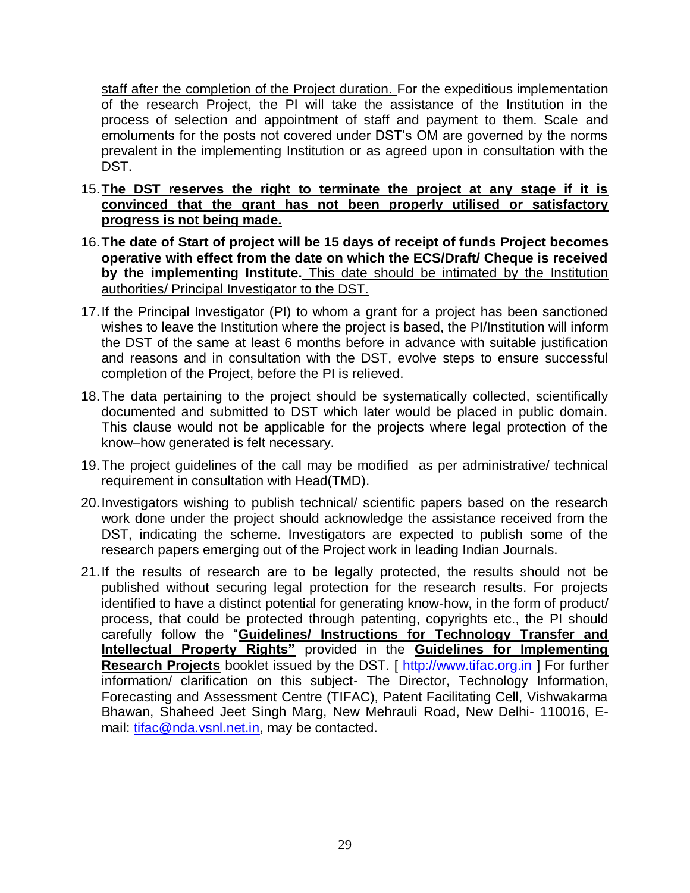staff after the completion of the Project duration. For the expeditious implementation of the research Project, the PI will take the assistance of the Institution in the process of selection and appointment of staff and payment to them. Scale and emoluments for the posts not covered under DST's OM are governed by the norms prevalent in the implementing Institution or as agreed upon in consultation with the DST.

15. **The DST reserves the right to terminate the project at any stage if it is convinced that the grant has not been properly utilised or satisfactory progress is not being made.**

16. **The date of Start of project will be 15 days of receipt of funds Project becomes operative with effect from the date on which the ECS/Draft/ Cheque is received by the implementing Institute.** This date should be intimated by the Institution authorities/ Principal Investigator to the DST.

17. If the Principal Investigator (PI) to whom a grant for a project has been sanctioned wishes to leave the Institution where the project is based, the PI/Institution will inform the DST of the same at least 6 months before in advance with suitable justification and reasons and in consultation with the DST, evolve steps to ensure successful completion of the Project, before the PI is relieved.

18. The data pertaining to the project should be systematically collected, scientifically documented and submitted to DST which later would be placed in public domain. This clause would not be applicable for the projects where legal protection of the know–how generated is felt necessary.

19. The project guidelines of the call may be modified as per administrative/ technical requirement in consultation with Head(TMD).

20. Investigators wishing to publish technical/ scientific papers based on the research work done under the project should acknowledge the assistance received from the DST, indicating the scheme. Investigators are expected to publish some of the research papers emerging out of the Project work in leading Indian Journals.

21. If the results of research are to be legally protected, the results should not be published without securing legal protection for the research results. For projects identified to have a distinct potential for generating know-how, in the form of product/ process, that could be protected through patenting, copyrights etc., the PI should carefully follow the "**Guidelines/ Instructions for Technology Transfer and Intellectual Property Rights"** provided in the **Guidelines for Implementing Research Projects** booklet issued by the DST. [ http://www.tifac.org.in ] For further information/ clarification on this subject- The Director, Technology Information, Forecasting and Assessment Centre (TIFAC), Patent Facilitating Cell, Vishwakarma Bhawan, Shaheed Jeet Singh Marg, New Mehrauli Road, New Delhi- 110016, E-mail: tifac@nda.vsnl.net.in, may be contacted.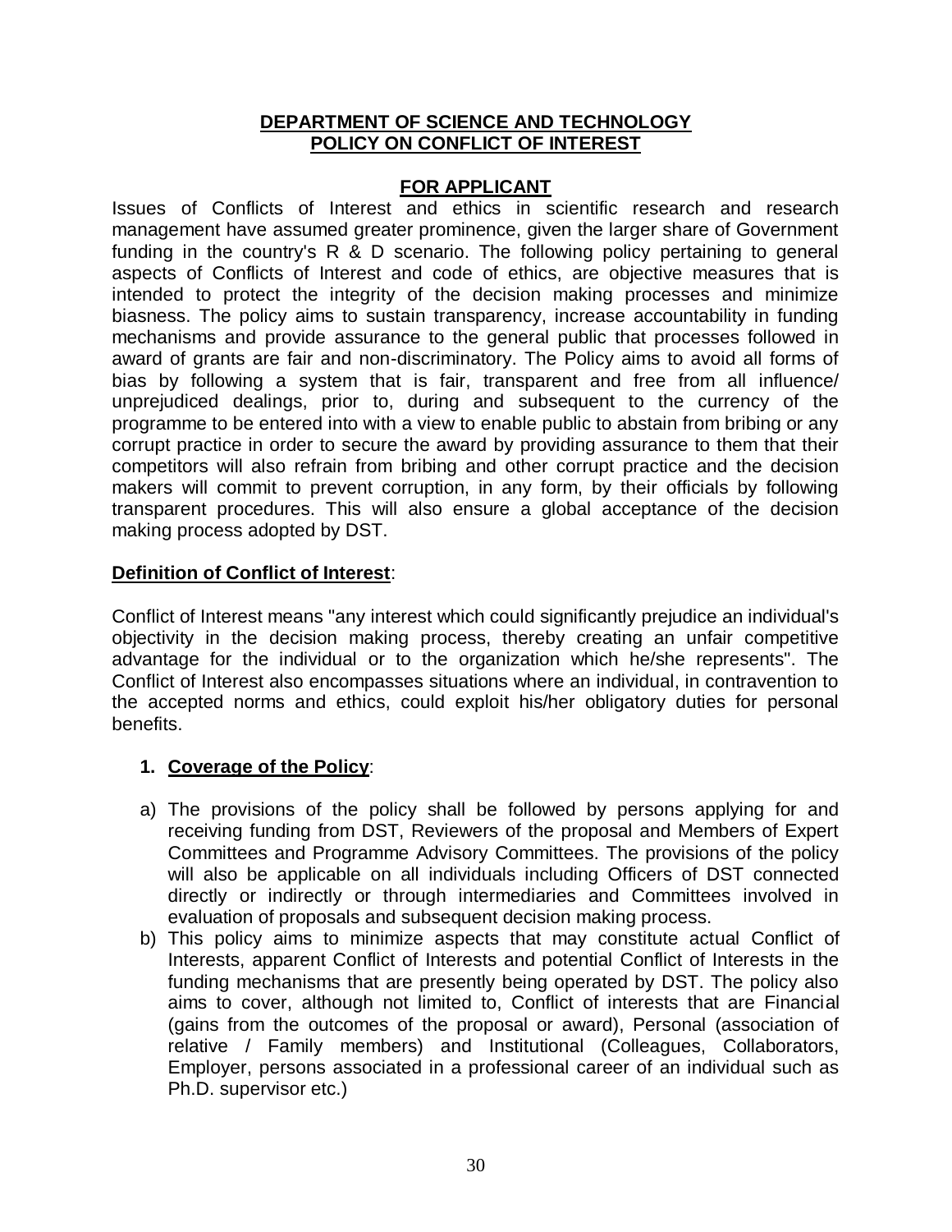# **DEPARTMENT OF SCIENCE AND TECHNOLOGY**
# **POLICY ON CONFLICT OF INTEREST**

## **FOR APPLICANT**

Issues of Conflicts of Interest and ethics in scientific research and research management have assumed greater prominence, given the larger share of Government funding in the country's R & D scenario. The following policy pertaining to general aspects of Conflicts of Interest and code of ethics, are objective measures that is intended to protect the integrity of the decision making processes and minimize biasness. The policy aims to sustain transparency, increase accountability in funding mechanisms and provide assurance to the general public that processes followed in award of grants are fair and non-discriminatory. The Policy aims to avoid all forms of bias by following a system that is fair, transparent and free from all influence/ unprejudiced dealings, prior to, during and subsequent to the currency of the programme to be entered into with a view to enable public to abstain from bribing or any corrupt practice in order to secure the award by providing assurance to them that their competitors will also refrain from bribing and other corrupt practice and the decision makers will commit to prevent corruption, in any form, by their officials by following transparent procedures. This will also ensure a global acceptance of the decision making process adopted by DST.

**Definition of Conflict of Interest**:

Conflict of Interest means "any interest which could significantly prejudice an individual's objectivity in the decision making process, thereby creating an unfair competitive advantage for the individual or to the organization which he/she represents". The Conflict of Interest also encompasses situations where an individual, in contravention to the accepted norms and ethics, could exploit his/her obligatory duties for personal benefits.

1. **Coverage of the Policy**:

a) The provisions of the policy shall be followed by persons applying for and receiving funding from DST, Reviewers of the proposal and Members of Expert Committees and Programme Advisory Committees. The provisions of the policy will also be applicable on all individuals including Officers of DST connected directly or indirectly or through intermediaries and Committees involved in evaluation of proposals and subsequent decision making process.

b) This policy aims to minimize aspects that may constitute actual Conflict of Interests, apparent Conflict of Interests and potential Conflict of Interests in the funding mechanisms that are presently being operated by DST. The policy also aims to cover, although not limited to, Conflict of interests that are Financial (gains from the outcomes of the proposal or award), Personal (association of relative / Family members) and Institutional (Colleagues, Collaborators, Employer, persons associated in a professional career of an individual such as Ph.D. supervisor etc.)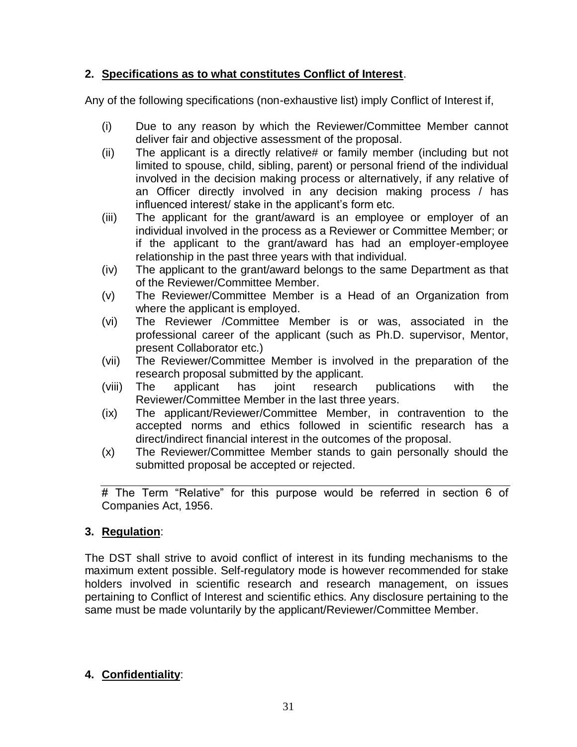## 2. **Specifications as to what constitutes Conflict of Interest**.

Any of the following specifications (non-exhaustive list) imply Conflict of Interest if,

(i) Due to any reason by which the Reviewer/Committee Member cannot deliver fair and objective assessment of the proposal.

(ii) The applicant is a directly relative# or family member (including but not limited to spouse, child, sibling, parent) or personal friend of the individual involved in the decision making process or alternatively, if any relative of an Officer directly involved in any decision making process / has influenced interest/ stake in the applicant's form etc.

(iii) The applicant for the grant/award is an employee or employer of an individual involved in the process as a Reviewer or Committee Member; or if the applicant to the grant/award has had an employer-employee relationship in the past three years with that individual.

(iv) The applicant to the grant/award belongs to the same Department as that of the Reviewer/Committee Member.

(v) The Reviewer/Committee Member is a Head of an Organization from where the applicant is employed.

(vi) The Reviewer /Committee Member is or was, associated in the professional career of the applicant (such as Ph.D. supervisor, Mentor, present Collaborator etc.)

(vii) The Reviewer/Committee Member is involved in the preparation of the research proposal submitted by the applicant.

(viii) The applicant has joint research publications with the Reviewer/Committee Member in the last three years.

(ix) The applicant/Reviewer/Committee Member, in contravention to the accepted norms and ethics followed in scientific research has a direct/indirect financial interest in the outcomes of the proposal.

(x) The Reviewer/Committee Member stands to gain personally should the submitted proposal be accepted or rejected.

---

# The Term "Relative" for this purpose would be referred in section 6 of Companies Act, 1956.

## 3. **Regulation**:

The DST shall strive to avoid conflict of interest in its funding mechanisms to the maximum extent possible. Self-regulatory mode is however recommended for stake holders involved in scientific research and research management, on issues pertaining to Conflict of Interest and scientific ethics. Any disclosure pertaining to the same must be made voluntarily by the applicant/Reviewer/Committee Member.

## 4. **Confidentiality**: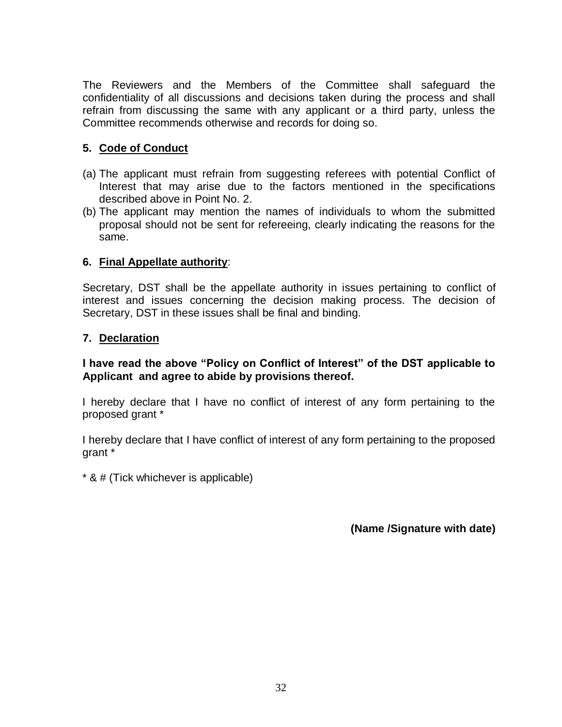The Reviewers and the Members of the Committee shall safeguard the confidentiality of all discussions and decisions taken during the process and shall refrain from discussing the same with any applicant or a third party, unless the Committee recommends otherwise and records for doing so.

## 5. Code of Conduct

(a) The applicant must refrain from suggesting referees with potential Conflict of Interest that may arise due to the factors mentioned in the specifications described above in Point No. 2.

(b) The applicant may mention the names of individuals to whom the submitted proposal should not be sent for refereeing, clearly indicating the reasons for the same.

## 6. Final Appellate authority:

Secretary, DST shall be the appellate authority in issues pertaining to conflict of interest and issues concerning the decision making process. The decision of Secretary, DST in these issues shall be final and binding.

## 7. Declaration

**I have read the above "Policy on Conflict of Interest" of the DST applicable to Applicant and agree to abide by provisions thereof.**

I hereby declare that I have no conflict of interest of any form pertaining to the proposed grant *

I hereby declare that I have conflict of interest of any form pertaining to the proposed grant *

* & # (Tick whichever is applicable)

**(Name /Signature with date)**